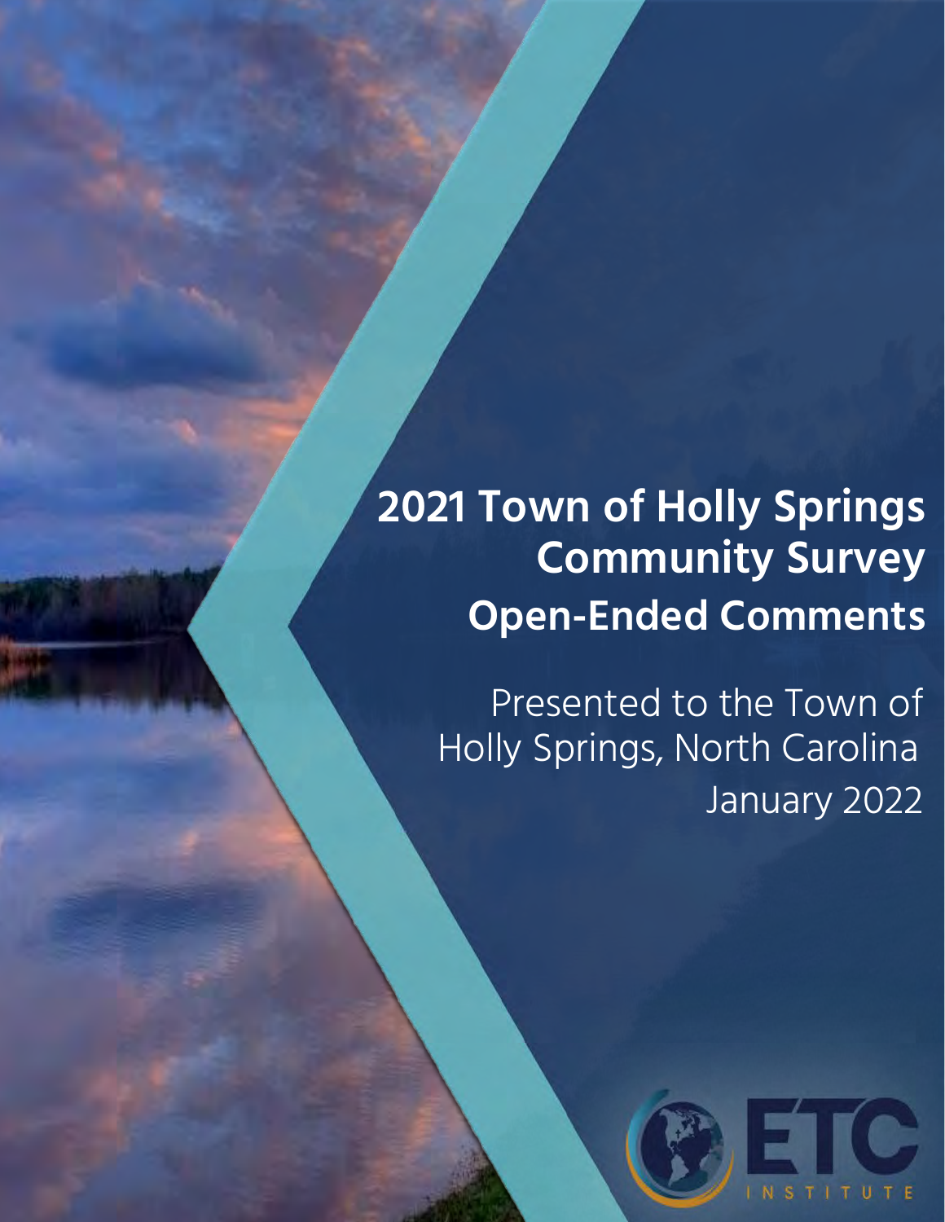# 2021 Town of Holly Springs Community Survey

## Open-Ended Comments

Presented to the Town of Holly Springs, North Carolina

January 2022

ETC INSTITUTE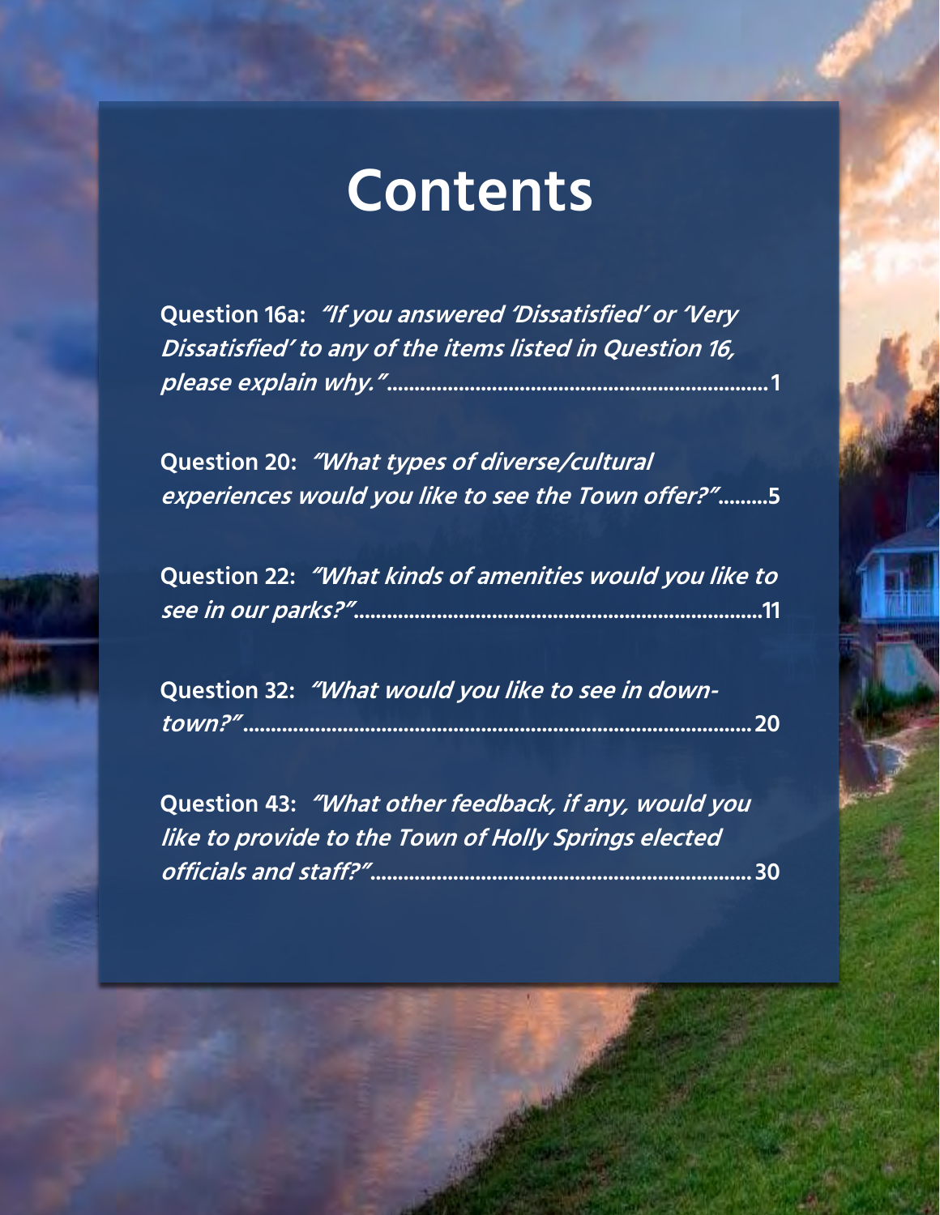# Contents

**Question 16a:** ***"If you answered 'Dissatisfied' or 'Very Dissatisfied' to any of the items listed in Question 16, please explain why."*** **......1**

**Question 20:** ***"What types of diverse/cultural experiences would you like to see the Town offer?"*** **......5**

**Question 22:** ***"What kinds of amenities would you like to see in our parks?"*** **......11**

**Question 32:** ***"What would you like to see in down-town?"*** **......20**

**Question 43:** ***"What other feedback, if any, would you like to provide to the Town of Holly Springs elected officials and staff?"*** **......30**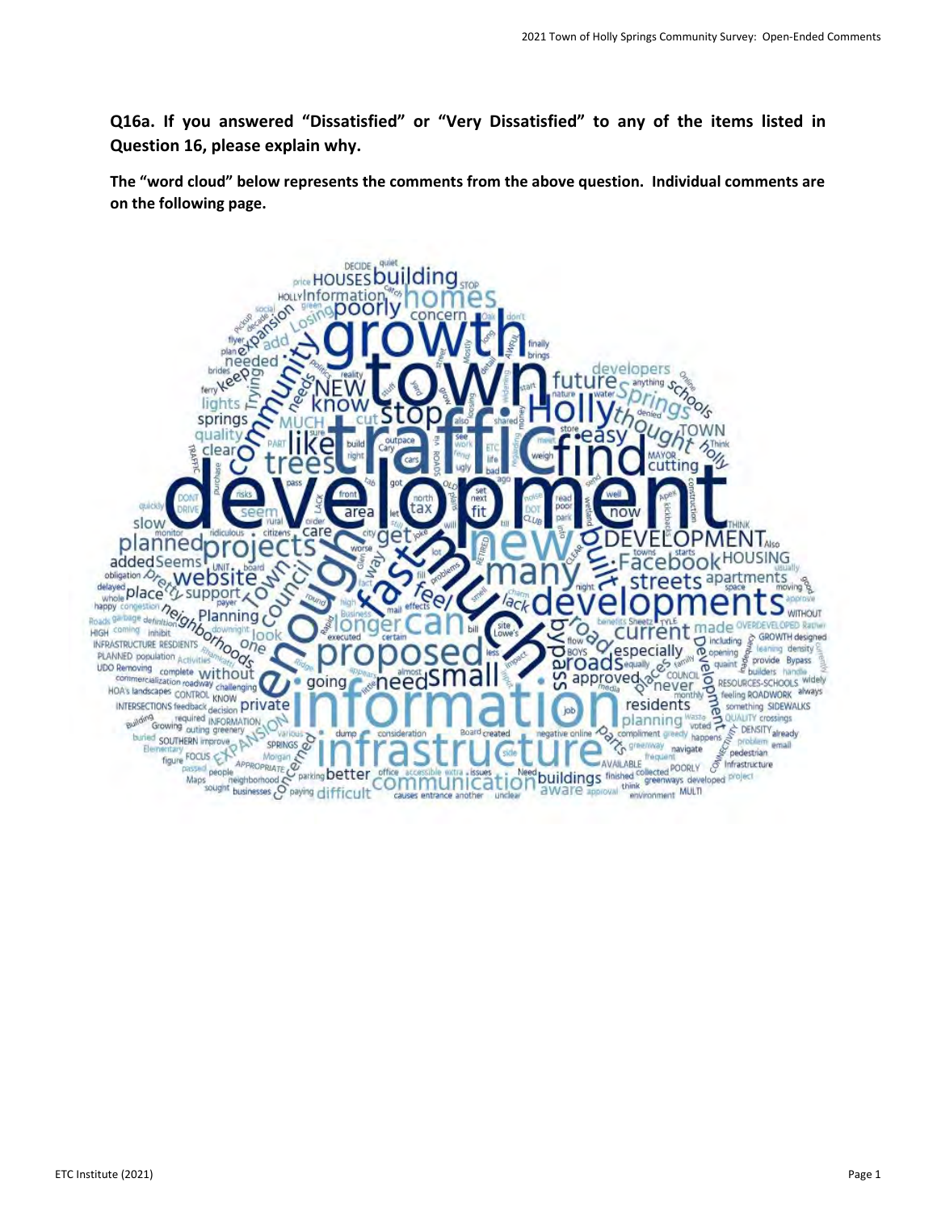**Q16a. If you answered "Dissatisfied" or "Very Dissatisfied" to any of the items listed in Question 16, please explain why.**

**The "word cloud" below represents the comments from the above question. Individual comments are on the following page.**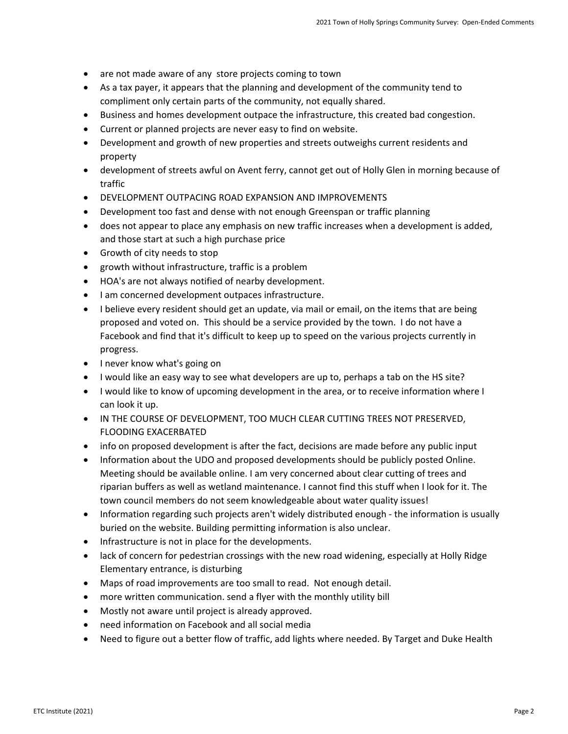- are not made aware of any  store projects coming to town
- As a tax payer, it appears that the planning and development of the community tend to compliment only certain parts of the community, not equally shared.
- Business and homes development outpace the infrastructure, this created bad congestion.
- Current or planned projects are never easy to find on website.
- Development and growth of new properties and streets outweighs current residents and property
- development of streets awful on Avent ferry, cannot get out of Holly Glen in morning because of traffic
- DEVELOPMENT OUTPACING ROAD EXPANSION AND IMPROVEMENTS
- Development too fast and dense with not enough Greenspan or traffic planning
- does not appear to place any emphasis on new traffic increases when a development is added, and those start at such a high purchase price
- Growth of city needs to stop
- growth without infrastructure, traffic is a problem
- HOA's are not always notified of nearby development.
- I am concerned development outpaces infrastructure.
- I believe every resident should get an update, via mail or email, on the items that are being proposed and voted on.  This should be a service provided by the town.  I do not have a Facebook and find that it's difficult to keep up to speed on the various projects currently in progress.
- I never know what's going on
- I would like an easy way to see what developers are up to, perhaps a tab on the HS site?
- I would like to know of upcoming development in the area, or to receive information where I can look it up.
- IN THE COURSE OF DEVELOPMENT, TOO MUCH CLEAR CUTTING TREES NOT PRESERVED, FLOODING EXACERBATED
- info on proposed development is after the fact, decisions are made before any public input
- Information about the UDO and proposed developments should be publicly posted Online. Meeting should be available online. I am very concerned about clear cutting of trees and riparian buffers as well as wetland maintenance. I cannot find this stuff when I look for it. The town council members do not seem knowledgeable about water quality issues!
- Information regarding such projects aren't widely distributed enough - the information is usually buried on the website. Building permitting information is also unclear.
- Infrastructure is not in place for the developments.
- lack of concern for pedestrian crossings with the new road widening, especially at Holly Ridge Elementary entrance, is disturbing
- Maps of road improvements are too small to read.  Not enough detail.
- more written communication. send a flyer with the monthly utility bill
- Mostly not aware until project is already approved.
- need information on Facebook and all social media
- Need to figure out a better flow of traffic, add lights where needed. By Target and Duke Health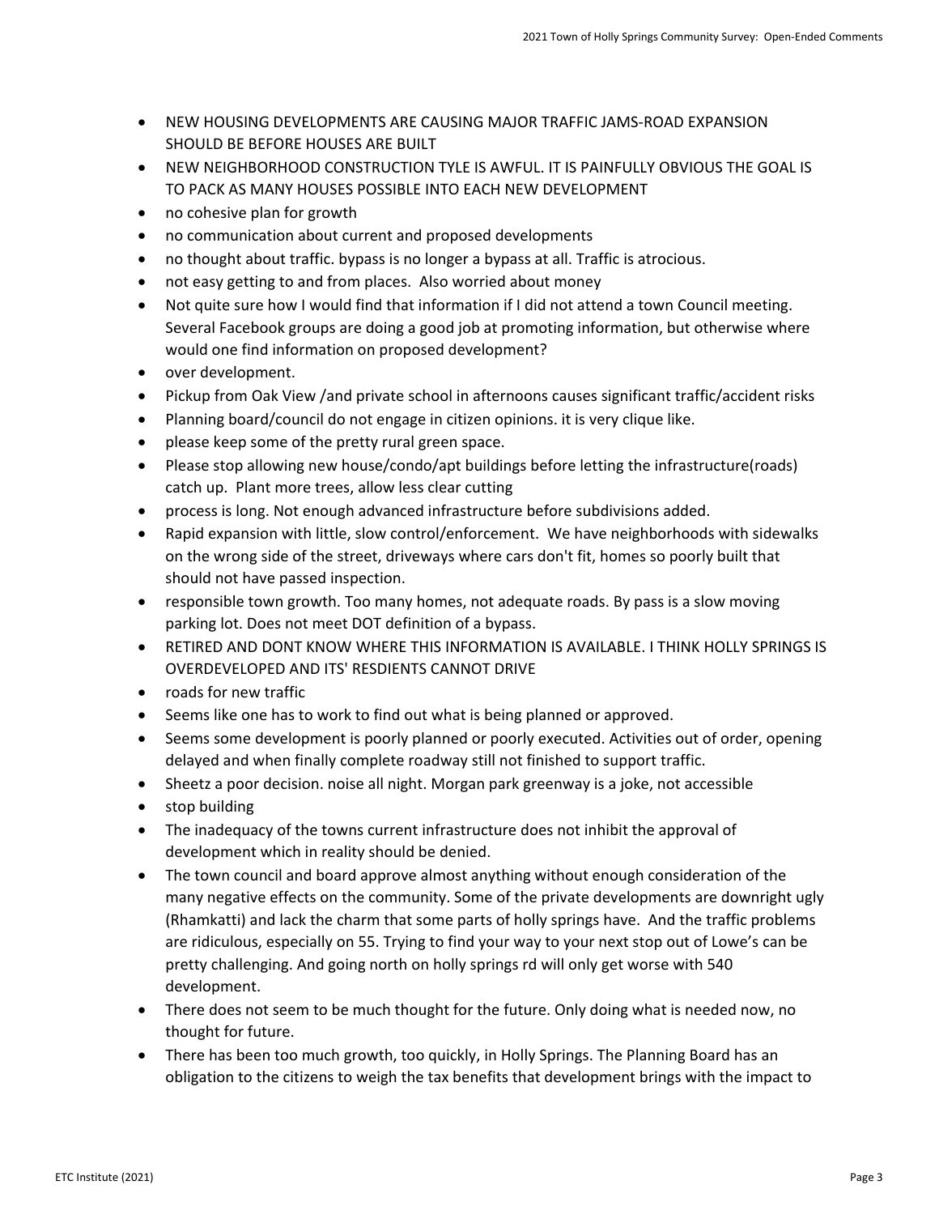- NEW HOUSING DEVELOPMENTS ARE CAUSING MAJOR TRAFFIC JAMS-ROAD EXPANSION SHOULD BE BEFORE HOUSES ARE BUILT
- NEW NEIGHBORHOOD CONSTRUCTION TYLE IS AWFUL. IT IS PAINFULLY OBVIOUS THE GOAL IS TO PACK AS MANY HOUSES POSSIBLE INTO EACH NEW DEVELOPMENT
- no cohesive plan for growth
- no communication about current and proposed developments
- no thought about traffic. bypass is no longer a bypass at all. Traffic is atrocious.
- not easy getting to and from places. Also worried about money
- Not quite sure how I would find that information if I did not attend a town Council meeting. Several Facebook groups are doing a good job at promoting information, but otherwise where would one find information on proposed development?
- over development.
- Pickup from Oak View /and private school in afternoons causes significant traffic/accident risks
- Planning board/council do not engage in citizen opinions. it is very clique like.
- please keep some of the pretty rural green space.
- Please stop allowing new house/condo/apt buildings before letting the infrastructure(roads) catch up. Plant more trees, allow less clear cutting
- process is long. Not enough advanced infrastructure before subdivisions added.
- Rapid expansion with little, slow control/enforcement. We have neighborhoods with sidewalks on the wrong side of the street, driveways where cars don't fit, homes so poorly built that should not have passed inspection.
- responsible town growth. Too many homes, not adequate roads. By pass is a slow moving parking lot. Does not meet DOT definition of a bypass.
- RETIRED AND DONT KNOW WHERE THIS INFORMATION IS AVAILABLE. I THINK HOLLY SPRINGS IS OVERDEVELOPED AND ITS' RESDIENTS CANNOT DRIVE
- roads for new traffic
- Seems like one has to work to find out what is being planned or approved.
- Seems some development is poorly planned or poorly executed. Activities out of order, opening delayed and when finally complete roadway still not finished to support traffic.
- Sheetz a poor decision. noise all night. Morgan park greenway is a joke, not accessible
- stop building
- The inadequacy of the towns current infrastructure does not inhibit the approval of development which in reality should be denied.
- The town council and board approve almost anything without enough consideration of the many negative effects on the community. Some of the private developments are downright ugly (Rhamkatti) and lack the charm that some parts of holly springs have. And the traffic problems are ridiculous, especially on 55. Trying to find your way to your next stop out of Lowe's can be pretty challenging. And going north on holly springs rd will only get worse with 540 development.
- There does not seem to be much thought for the future. Only doing what is needed now, no thought for future.
- There has been too much growth, too quickly, in Holly Springs. The Planning Board has an obligation to the citizens to weigh the tax benefits that development brings with the impact to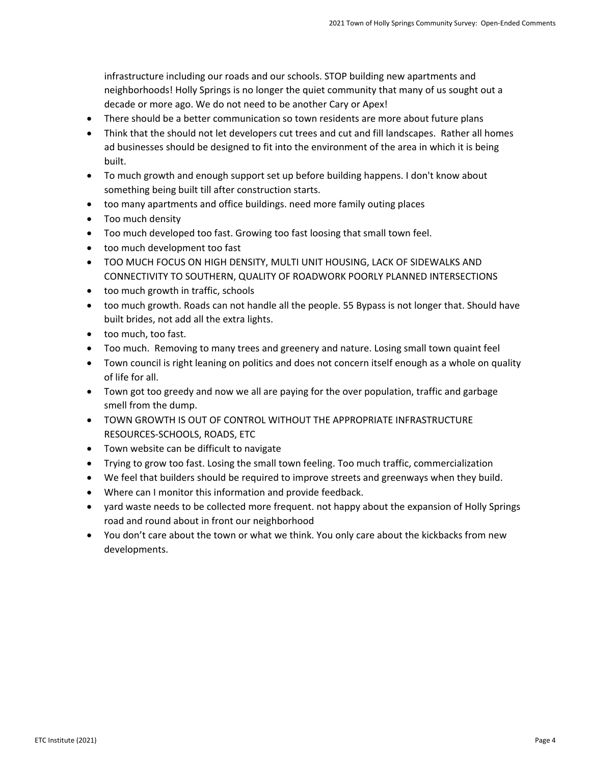infrastructure including our roads and our schools. STOP building new apartments and neighborhoods! Holly Springs is no longer the quiet community that many of us sought out a decade or more ago. We do not need to be another Cary or Apex!

- There should be a better communication so town residents are more about future plans
- Think that the should not let developers cut trees and cut and fill landscapes.  Rather all homes ad businesses should be designed to fit into the environment of the area in which it is being built.
- To much growth and enough support set up before building happens. I don't know about something being built till after construction starts.
- too many apartments and office buildings. need more family outing places
- Too much density
- Too much developed too fast. Growing too fast loosing that small town feel.
- too much development too fast
- TOO MUCH FOCUS ON HIGH DENSITY, MULTI UNIT HOUSING, LACK OF SIDEWALKS AND CONNECTIVITY TO SOUTHERN, QUALITY OF ROADWORK POORLY PLANNED INTERSECTIONS
- too much growth in traffic, schools
- too much growth. Roads can not handle all the people. 55 Bypass is not longer that. Should have built brides, not add all the extra lights.
- too much, too fast.
- Too much.  Removing to many trees and greenery and nature. Losing small town quaint feel
- Town council is right leaning on politics and does not concern itself enough as a whole on quality of life for all.
- Town got too greedy and now we all are paying for the over population, traffic and garbage smell from the dump.
- TOWN GROWTH IS OUT OF CONTROL WITHOUT THE APPROPRIATE INFRASTRUCTURE RESOURCES-SCHOOLS, ROADS, ETC
- Town website can be difficult to navigate
- Trying to grow too fast. Losing the small town feeling. Too much traffic, commercialization
- We feel that builders should be required to improve streets and greenways when they build.
- Where can I monitor this information and provide feedback.
- yard waste needs to be collected more frequent. not happy about the expansion of Holly Springs road and round about in front our neighborhood
- You don't care about the town or what we think. You only care about the kickbacks from new developments.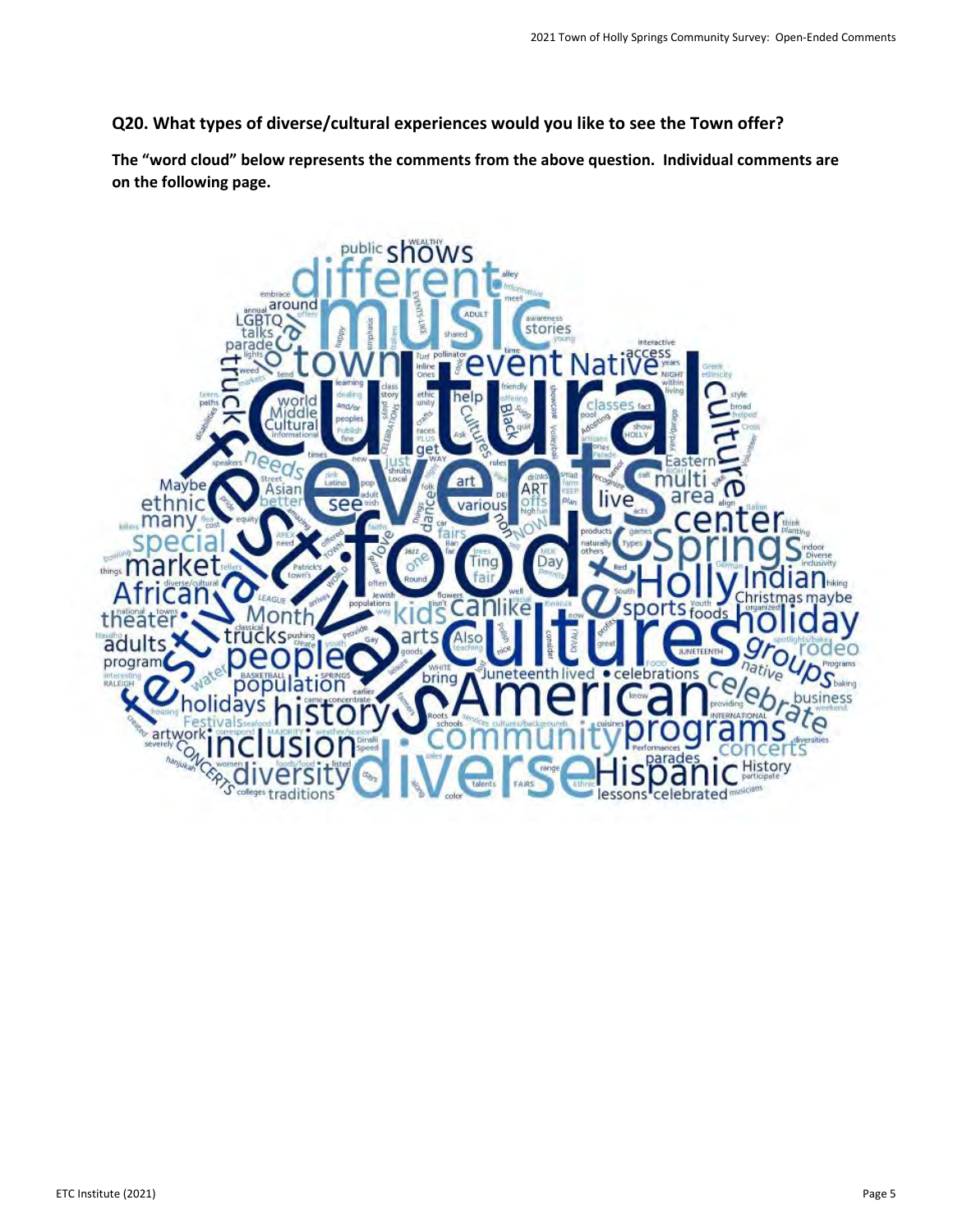**Q20. What types of diverse/cultural experiences would you like to see the Town offer?**

**The "word cloud" below represents the comments from the above question. Individual comments are on the following page.**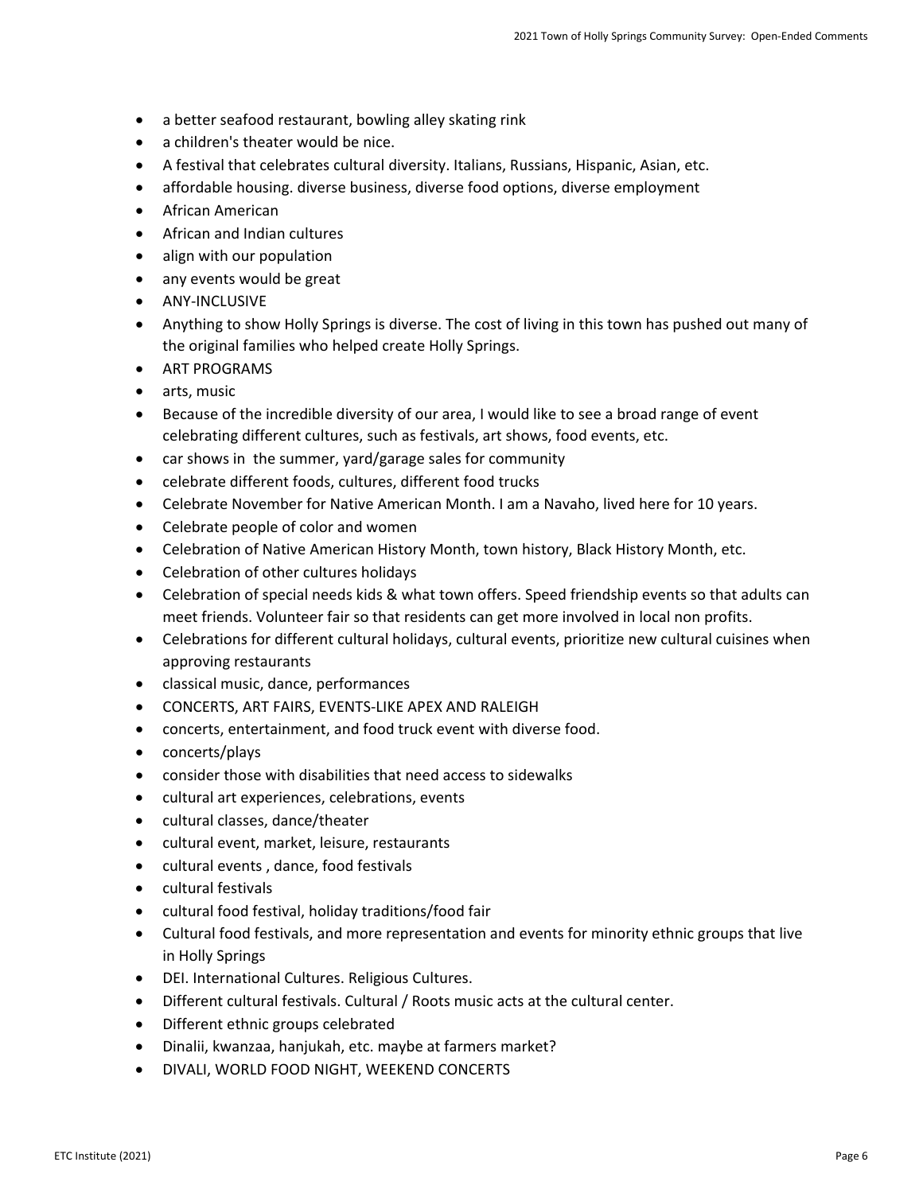- a better seafood restaurant, bowling alley skating rink
- a children's theater would be nice.
- A festival that celebrates cultural diversity. Italians, Russians, Hispanic, Asian, etc.
- affordable housing. diverse business, diverse food options, diverse employment
- African American
- African and Indian cultures
- align with our population
- any events would be great
- ANY-INCLUSIVE
- Anything to show Holly Springs is diverse. The cost of living in this town has pushed out many of the original families who helped create Holly Springs.
- ART PROGRAMS
- arts, music
- Because of the incredible diversity of our area, I would like to see a broad range of event celebrating different cultures, such as festivals, art shows, food events, etc.
- car shows in the summer, yard/garage sales for community
- celebrate different foods, cultures, different food trucks
- Celebrate November for Native American Month. I am a Navaho, lived here for 10 years.
- Celebrate people of color and women
- Celebration of Native American History Month, town history, Black History Month, etc.
- Celebration of other cultures holidays
- Celebration of special needs kids & what town offers. Speed friendship events so that adults can meet friends. Volunteer fair so that residents can get more involved in local non profits.
- Celebrations for different cultural holidays, cultural events, prioritize new cultural cuisines when approving restaurants
- classical music, dance, performances
- CONCERTS, ART FAIRS, EVENTS-LIKE APEX AND RALEIGH
- concerts, entertainment, and food truck event with diverse food.
- concerts/plays
- consider those with disabilities that need access to sidewalks
- cultural art experiences, celebrations, events
- cultural classes, dance/theater
- cultural event, market, leisure, restaurants
- cultural events , dance, food festivals
- cultural festivals
- cultural food festival, holiday traditions/food fair
- Cultural food festivals, and more representation and events for minority ethnic groups that live in Holly Springs
- DEI. International Cultures. Religious Cultures.
- Different cultural festivals. Cultural / Roots music acts at the cultural center.
- Different ethnic groups celebrated
- Dinalii, kwanzaa, hanjukah, etc. maybe at farmers market?
- DIVALI, WORLD FOOD NIGHT, WEEKEND CONCERTS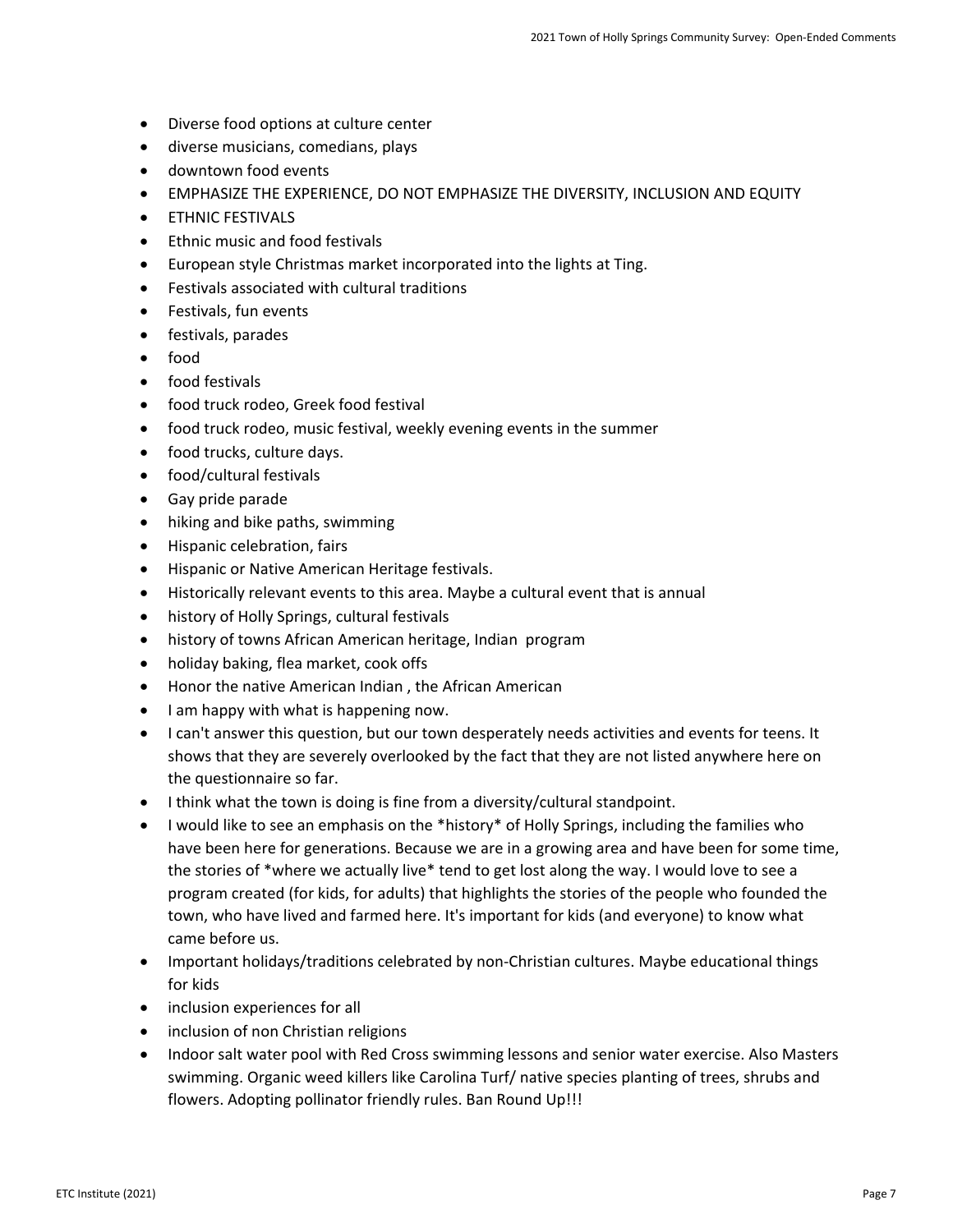- Diverse food options at culture center
- diverse musicians, comedians, plays
- downtown food events
- EMPHASIZE THE EXPERIENCE, DO NOT EMPHASIZE THE DIVERSITY, INCLUSION AND EQUITY
- ETHNIC FESTIVALS
- Ethnic music and food festivals
- European style Christmas market incorporated into the lights at Ting.
- Festivals associated with cultural traditions
- Festivals, fun events
- festivals, parades
- food
- food festivals
- food truck rodeo, Greek food festival
- food truck rodeo, music festival, weekly evening events in the summer
- food trucks, culture days.
- food/cultural festivals
- Gay pride parade
- hiking and bike paths, swimming
- Hispanic celebration, fairs
- Hispanic or Native American Heritage festivals.
- Historically relevant events to this area. Maybe a cultural event that is annual
- history of Holly Springs, cultural festivals
- history of towns African American heritage, Indian program
- holiday baking, flea market, cook offs
- Honor the native American Indian , the African American
- I am happy with what is happening now.
- I can't answer this question, but our town desperately needs activities and events for teens. It shows that they are severely overlooked by the fact that they are not listed anywhere here on the questionnaire so far.
- I think what the town is doing is fine from a diversity/cultural standpoint.
- I would like to see an emphasis on the *history* of Holly Springs, including the families who have been here for generations. Because we are in a growing area and have been for some time, the stories of *where we actually live* tend to get lost along the way. I would love to see a program created (for kids, for adults) that highlights the stories of the people who founded the town, who have lived and farmed here. It's important for kids (and everyone) to know what came before us.
- Important holidays/traditions celebrated by non-Christian cultures. Maybe educational things for kids
- inclusion experiences for all
- inclusion of non Christian religions
- Indoor salt water pool with Red Cross swimming lessons and senior water exercise. Also Masters swimming. Organic weed killers like Carolina Turf/ native species planting of trees, shrubs and flowers. Adopting pollinator friendly rules. Ban Round Up!!!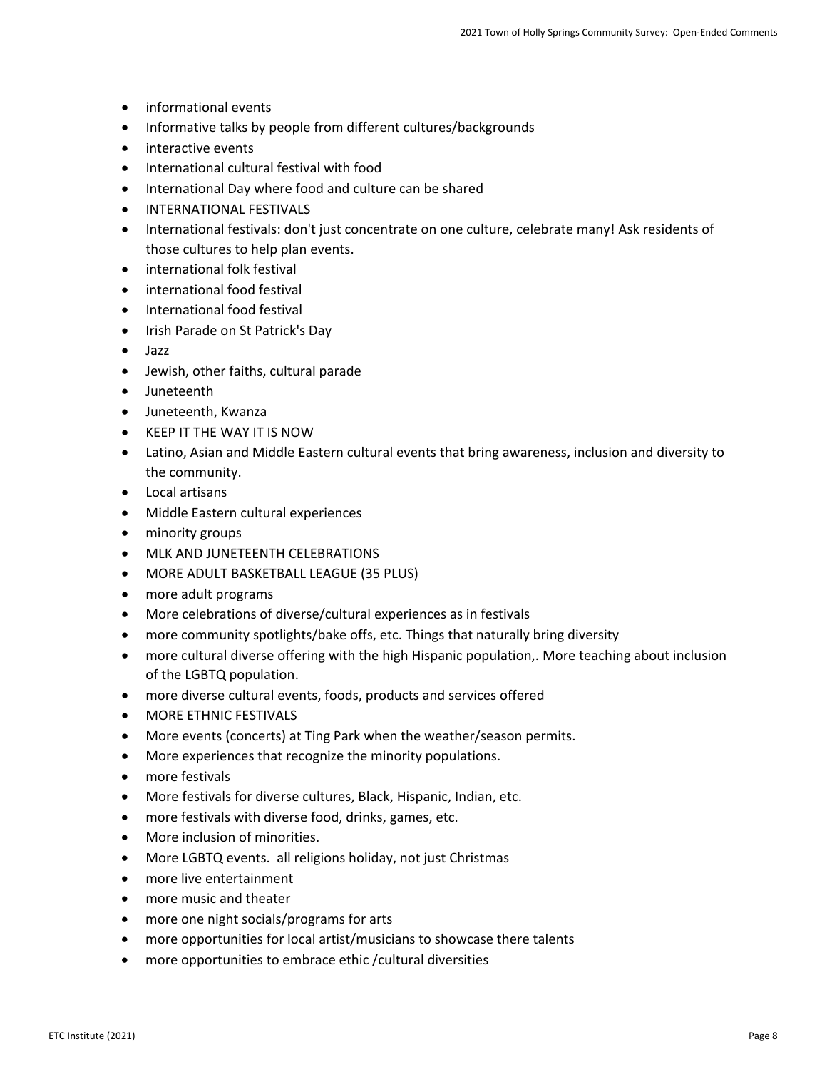- informational events
- Informative talks by people from different cultures/backgrounds
- interactive events
- International cultural festival with food
- International Day where food and culture can be shared
- INTERNATIONAL FESTIVALS
- International festivals: don't just concentrate on one culture, celebrate many! Ask residents of those cultures to help plan events.
- international folk festival
- international food festival
- International food festival
- Irish Parade on St Patrick's Day
- Jazz
- Jewish, other faiths, cultural parade
- Juneteenth
- Juneteenth, Kwanza
- KEEP IT THE WAY IT IS NOW
- Latino, Asian and Middle Eastern cultural events that bring awareness, inclusion and diversity to the community.
- Local artisans
- Middle Eastern cultural experiences
- minority groups
- MLK AND JUNETEENTH CELEBRATIONS
- MORE ADULT BASKETBALL LEAGUE (35 PLUS)
- more adult programs
- More celebrations of diverse/cultural experiences as in festivals
- more community spotlights/bake offs, etc. Things that naturally bring diversity
- more cultural diverse offering with the high Hispanic population,. More teaching about inclusion of the LGBTQ population.
- more diverse cultural events, foods, products and services offered
- MORE ETHNIC FESTIVALS
- More events (concerts) at Ting Park when the weather/season permits.
- More experiences that recognize the minority populations.
- more festivals
- More festivals for diverse cultures, Black, Hispanic, Indian, etc.
- more festivals with diverse food, drinks, games, etc.
- More inclusion of minorities.
- More LGBTQ events. all religions holiday, not just Christmas
- more live entertainment
- more music and theater
- more one night socials/programs for arts
- more opportunities for local artist/musicians to showcase there talents
- more opportunities to embrace ethic /cultural diversities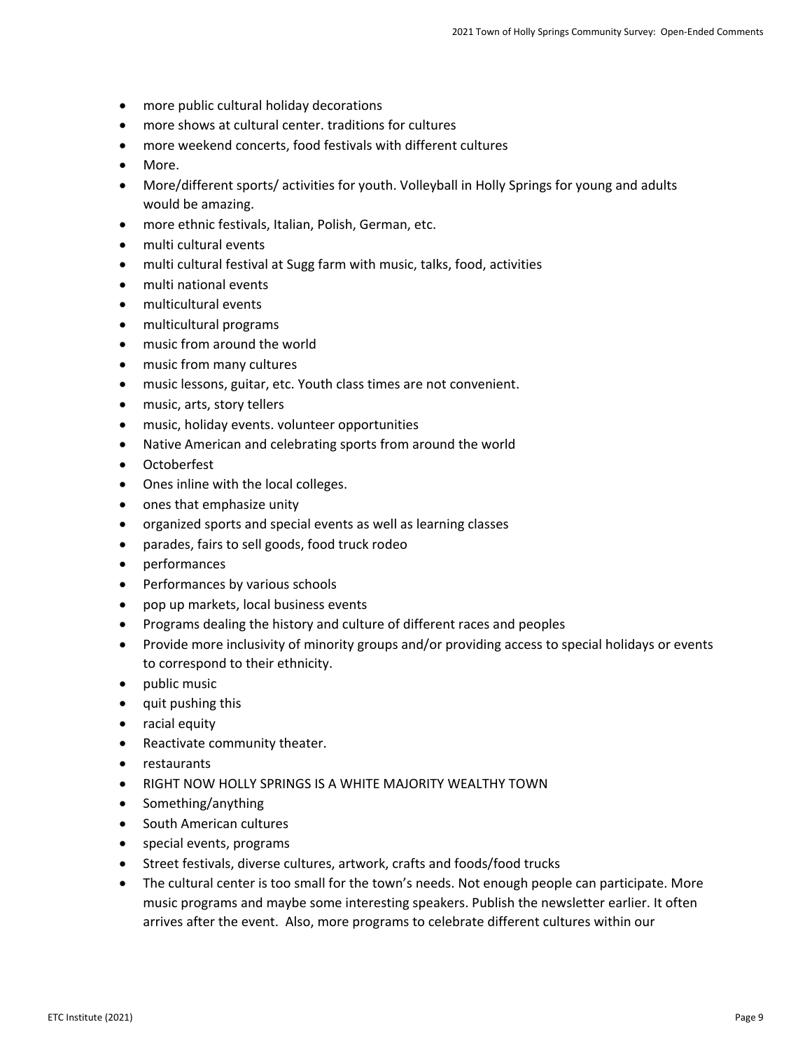- more public cultural holiday decorations
- more shows at cultural center. traditions for cultures
- more weekend concerts, food festivals with different cultures
- More.
- More/different sports/ activities for youth. Volleyball in Holly Springs for young and adults would be amazing.
- more ethnic festivals, Italian, Polish, German, etc.
- multi cultural events
- multi cultural festival at Sugg farm with music, talks, food, activities
- multi national events
- multicultural events
- multicultural programs
- music from around the world
- music from many cultures
- music lessons, guitar, etc. Youth class times are not convenient.
- music, arts, story tellers
- music, holiday events. volunteer opportunities
- Native American and celebrating sports from around the world
- Octoberfest
- Ones inline with the local colleges.
- ones that emphasize unity
- organized sports and special events as well as learning classes
- parades, fairs to sell goods, food truck rodeo
- performances
- Performances by various schools
- pop up markets, local business events
- Programs dealing the history and culture of different races and peoples
- Provide more inclusivity of minority groups and/or providing access to special holidays or events to correspond to their ethnicity.
- public music
- quit pushing this
- racial equity
- Reactivate community theater.
- restaurants
- RIGHT NOW HOLLY SPRINGS IS A WHITE MAJORITY WEALTHY TOWN
- Something/anything
- South American cultures
- special events, programs
- Street festivals, diverse cultures, artwork, crafts and foods/food trucks
- The cultural center is too small for the town's needs. Not enough people can participate. More music programs and maybe some interesting speakers. Publish the newsletter earlier. It often arrives after the event. Also, more programs to celebrate different cultures within our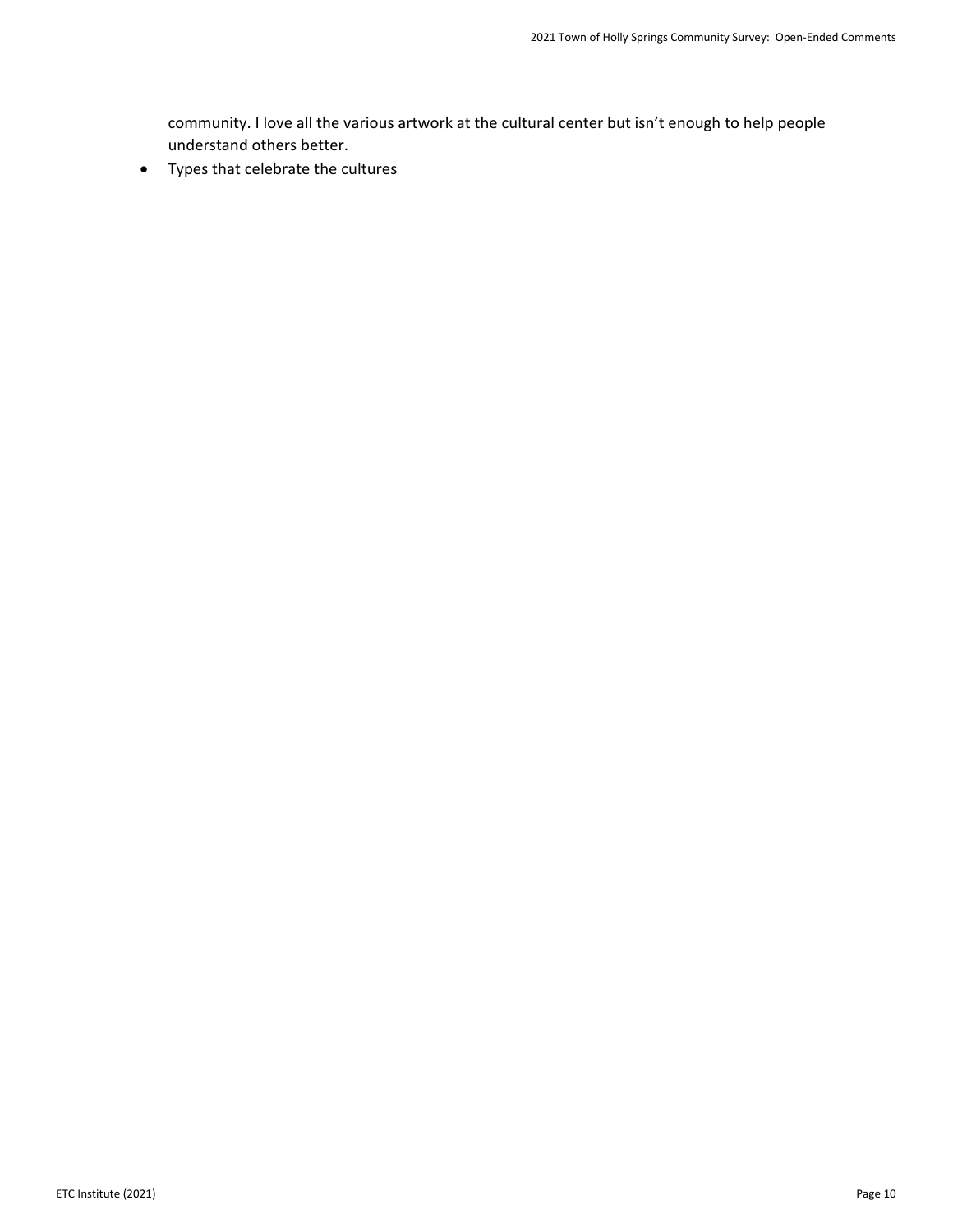community. I love all the various artwork at the cultural center but isn't enough to help people understand others better.

- Types that celebrate the cultures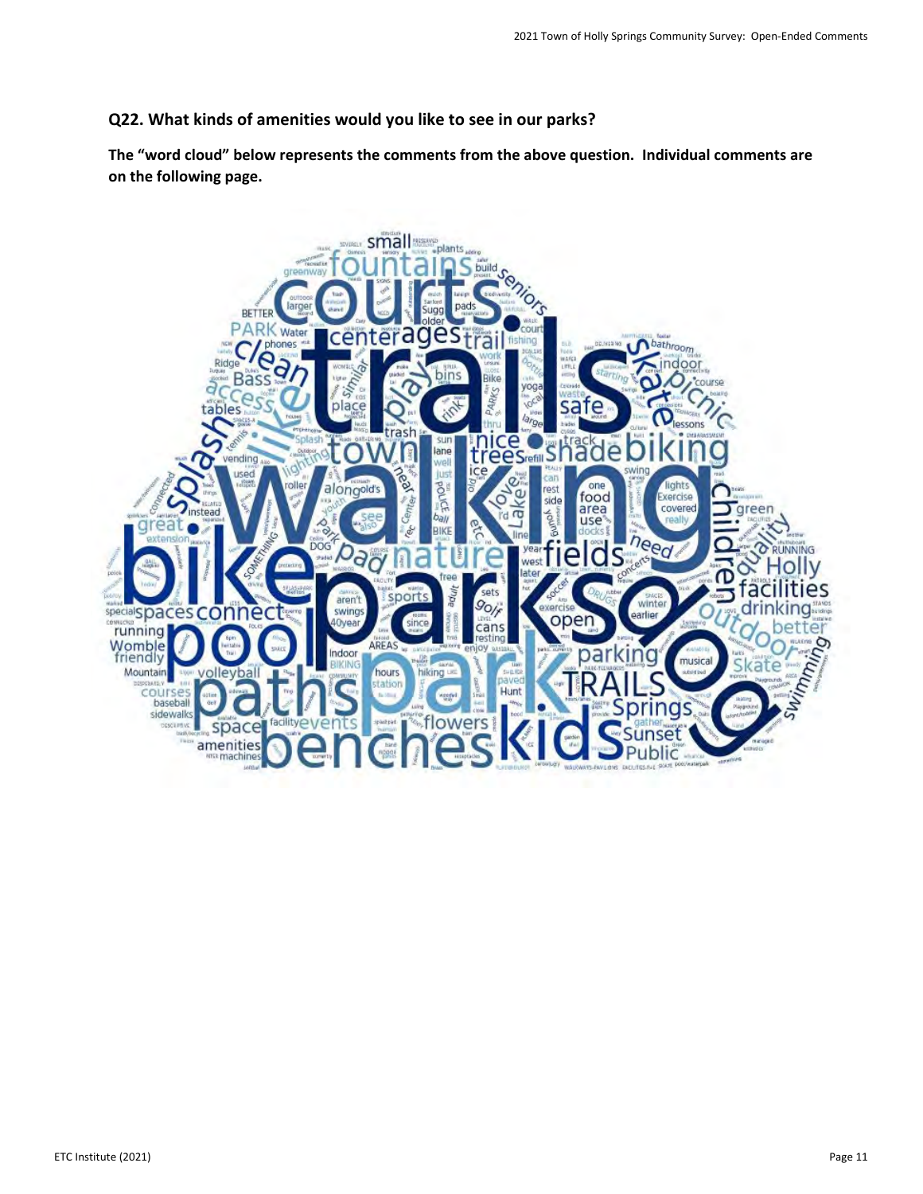**Q22. What kinds of amenities would you like to see in our parks?**

**The "word cloud" below represents the comments from the above question. Individual comments are on the following page.**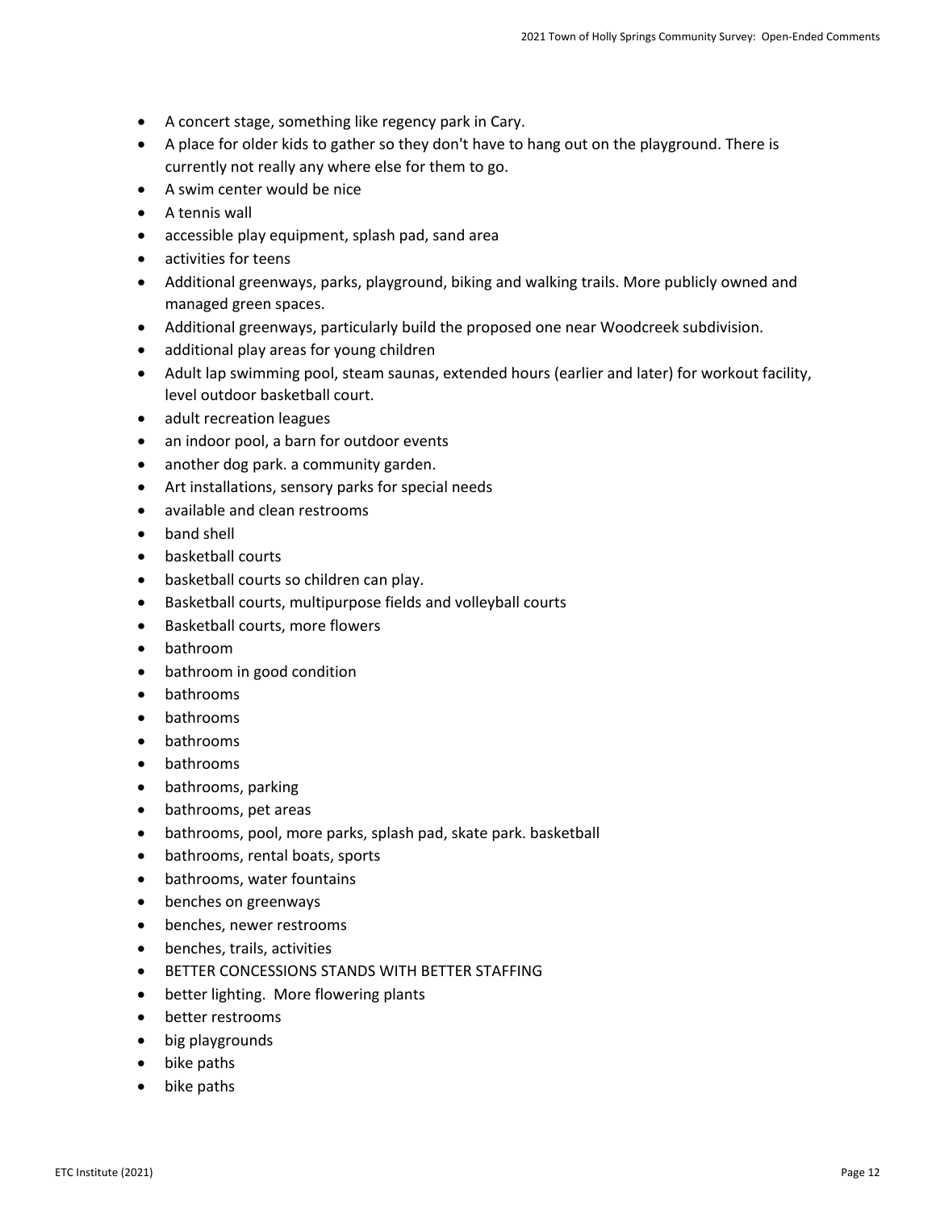- A concert stage, something like regency park in Cary.
- A place for older kids to gather so they don't have to hang out on the playground. There is currently not really any where else for them to go.
- A swim center would be nice
- A tennis wall
- accessible play equipment, splash pad, sand area
- activities for teens
- Additional greenways, parks, playground, biking and walking trails. More publicly owned and managed green spaces.
- Additional greenways, particularly build the proposed one near Woodcreek subdivision.
- additional play areas for young children
- Adult lap swimming pool, steam saunas, extended hours (earlier and later) for workout facility, level outdoor basketball court.
- adult recreation leagues
- an indoor pool, a barn for outdoor events
- another dog park. a community garden.
- Art installations, sensory parks for special needs
- available and clean restrooms
- band shell
- basketball courts
- basketball courts so children can play.
- Basketball courts, multipurpose fields and volleyball courts
- Basketball courts, more flowers
- bathroom
- bathroom in good condition
- bathrooms
- bathrooms
- bathrooms
- bathrooms
- bathrooms, parking
- bathrooms, pet areas
- bathrooms, pool, more parks, splash pad, skate park. basketball
- bathrooms, rental boats, sports
- bathrooms, water fountains
- benches on greenways
- benches, newer restrooms
- benches, trails, activities
- BETTER CONCESSIONS STANDS WITH BETTER STAFFING
- better lighting.  More flowering plants
- better restrooms
- big playgrounds
- bike paths
- bike paths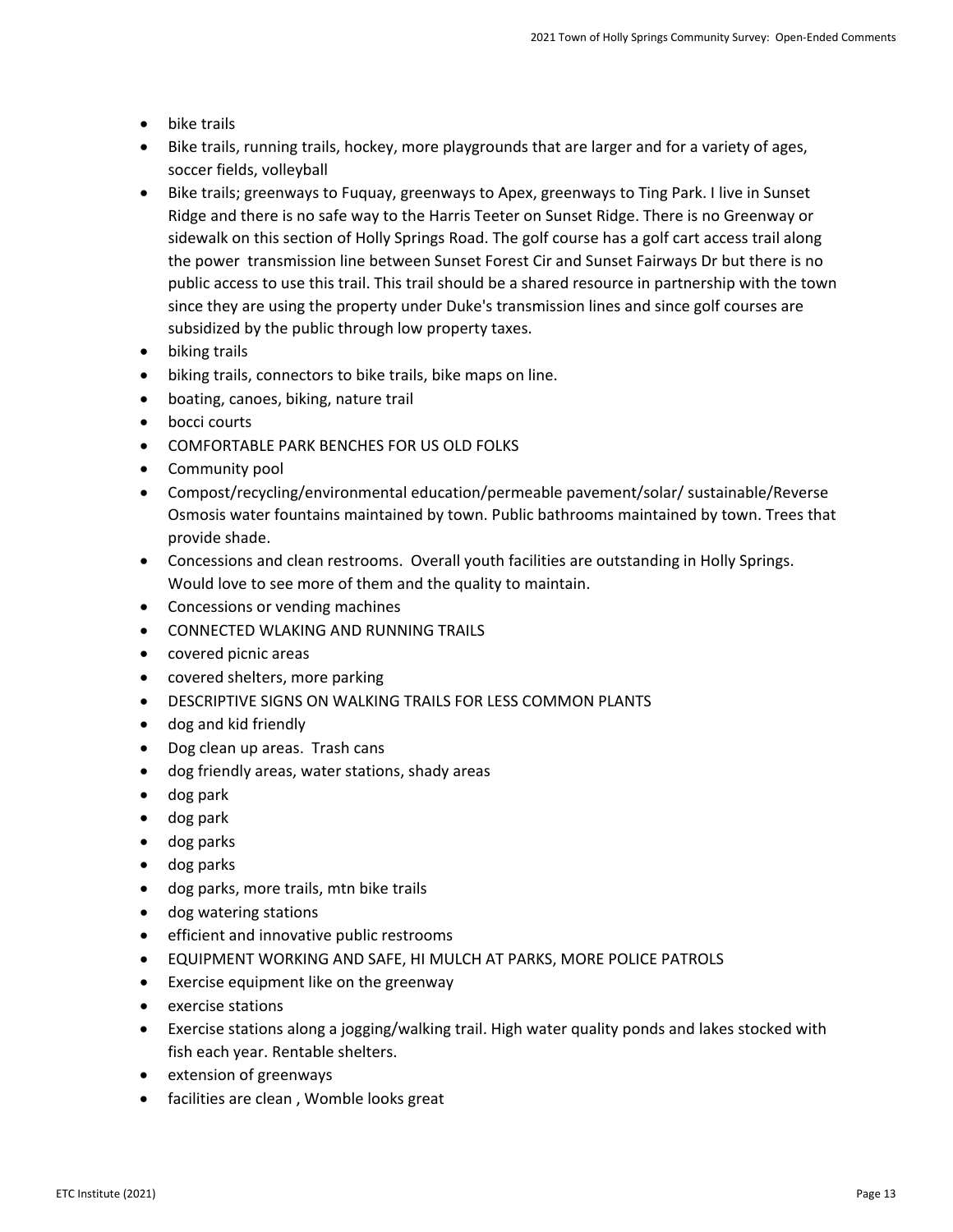- bike trails
- Bike trails, running trails, hockey, more playgrounds that are larger and for a variety of ages, soccer fields, volleyball
- Bike trails; greenways to Fuquay, greenways to Apex, greenways to Ting Park. I live in Sunset Ridge and there is no safe way to the Harris Teeter on Sunset Ridge. There is no Greenway or sidewalk on this section of Holly Springs Road. The golf course has a golf cart access trail along the power transmission line between Sunset Forest Cir and Sunset Fairways Dr but there is no public access to use this trail. This trail should be a shared resource in partnership with the town since they are using the property under Duke's transmission lines and since golf courses are subsidized by the public through low property taxes.
- biking trails
- biking trails, connectors to bike trails, bike maps on line.
- boating, canoes, biking, nature trail
- bocci courts
- COMFORTABLE PARK BENCHES FOR US OLD FOLKS
- Community pool
- Compost/recycling/environmental education/permeable pavement/solar/ sustainable/Reverse Osmosis water fountains maintained by town. Public bathrooms maintained by town. Trees that provide shade.
- Concessions and clean restrooms. Overall youth facilities are outstanding in Holly Springs. Would love to see more of them and the quality to maintain.
- Concessions or vending machines
- CONNECTED WLAKING AND RUNNING TRAILS
- covered picnic areas
- covered shelters, more parking
- DESCRIPTIVE SIGNS ON WALKING TRAILS FOR LESS COMMON PLANTS
- dog and kid friendly
- Dog clean up areas. Trash cans
- dog friendly areas, water stations, shady areas
- dog park
- dog park
- dog parks
- dog parks
- dog parks, more trails, mtn bike trails
- dog watering stations
- efficient and innovative public restrooms
- EQUIPMENT WORKING AND SAFE, HI MULCH AT PARKS, MORE POLICE PATROLS
- Exercise equipment like on the greenway
- exercise stations
- Exercise stations along a jogging/walking trail. High water quality ponds and lakes stocked with fish each year. Rentable shelters.
- extension of greenways
- facilities are clean , Womble looks great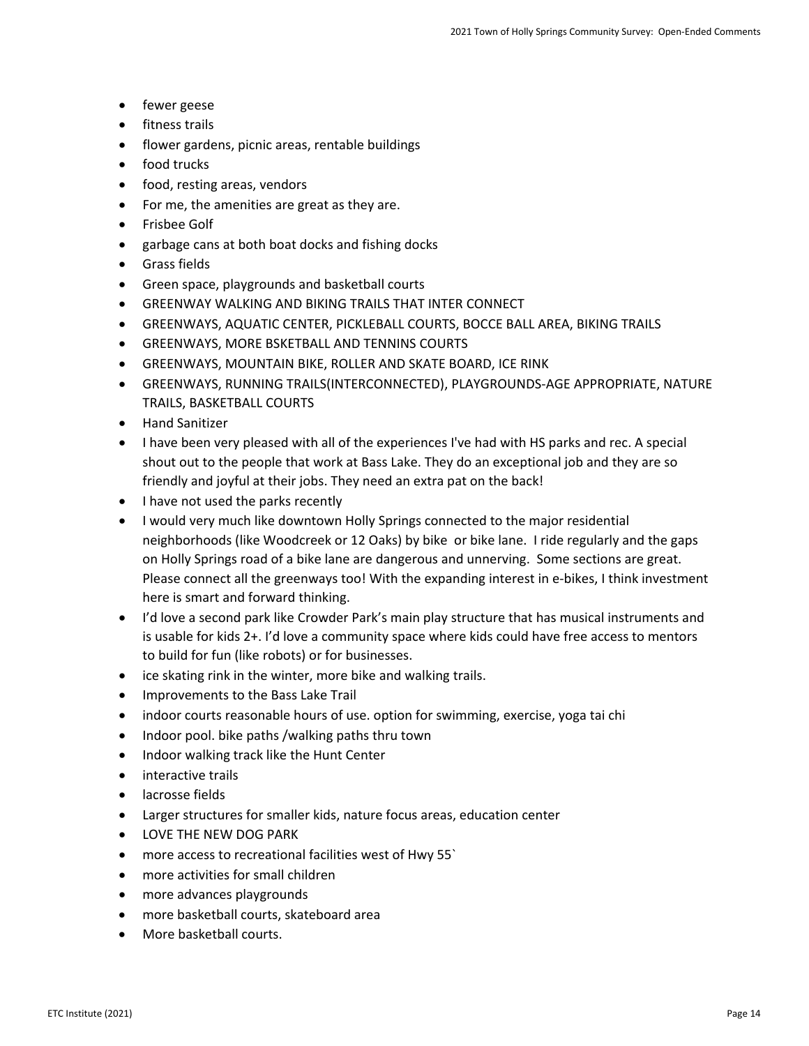- fewer geese
- fitness trails
- flower gardens, picnic areas, rentable buildings
- food trucks
- food, resting areas, vendors
- For me, the amenities are great as they are.
- Frisbee Golf
- garbage cans at both boat docks and fishing docks
- Grass fields
- Green space, playgrounds and basketball courts
- GREENWAY WALKING AND BIKING TRAILS THAT INTER CONNECT
- GREENWAYS, AQUATIC CENTER, PICKLEBALL COURTS, BOCCE BALL AREA, BIKING TRAILS
- GREENWAYS, MORE BSKETBALL AND TENNINS COURTS
- GREENWAYS, MOUNTAIN BIKE, ROLLER AND SKATE BOARD, ICE RINK
- GREENWAYS, RUNNING TRAILS(INTERCONNECTED), PLAYGROUNDS-AGE APPROPRIATE, NATURE TRAILS, BASKETBALL COURTS
- Hand Sanitizer
- I have been very pleased with all of the experiences I've had with HS parks and rec. A special shout out to the people that work at Bass Lake. They do an exceptional job and they are so friendly and joyful at their jobs. They need an extra pat on the back!
- I have not used the parks recently
- I would very much like downtown Holly Springs connected to the major residential neighborhoods (like Woodcreek or 12 Oaks) by bike or bike lane. I ride regularly and the gaps on Holly Springs road of a bike lane are dangerous and unnerving. Some sections are great. Please connect all the greenways too! With the expanding interest in e-bikes, I think investment here is smart and forward thinking.
- I'd love a second park like Crowder Park's main play structure that has musical instruments and is usable for kids 2+. I'd love a community space where kids could have free access to mentors to build for fun (like robots) or for businesses.
- ice skating rink in the winter, more bike and walking trails.
- Improvements to the Bass Lake Trail
- indoor courts reasonable hours of use. option for swimming, exercise, yoga tai chi
- Indoor pool. bike paths /walking paths thru town
- Indoor walking track like the Hunt Center
- interactive trails
- lacrosse fields
- Larger structures for smaller kids, nature focus areas, education center
- LOVE THE NEW DOG PARK
- more access to recreational facilities west of Hwy 55`
- more activities for small children
- more advances playgrounds
- more basketball courts, skateboard area
- More basketball courts.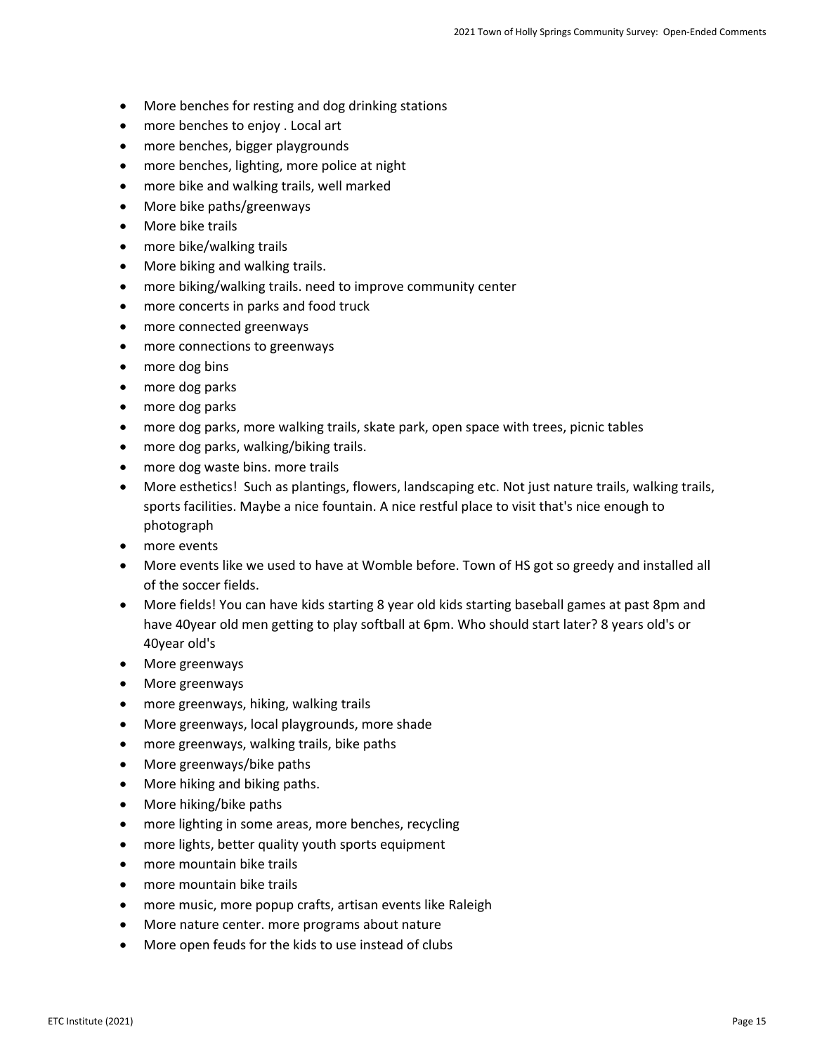- More benches for resting and dog drinking stations
- more benches to enjoy . Local art
- more benches, bigger playgrounds
- more benches, lighting, more police at night
- more bike and walking trails, well marked
- More bike paths/greenways
- More bike trails
- more bike/walking trails
- More biking and walking trails.
- more biking/walking trails. need to improve community center
- more concerts in parks and food truck
- more connected greenways
- more connections to greenways
- more dog bins
- more dog parks
- more dog parks
- more dog parks, more walking trails, skate park, open space with trees, picnic tables
- more dog parks, walking/biking trails.
- more dog waste bins. more trails
- More esthetics!  Such as plantings, flowers, landscaping etc. Not just nature trails, walking trails, sports facilities. Maybe a nice fountain. A nice restful place to visit that's nice enough to photograph
- more events
- More events like we used to have at Womble before. Town of HS got so greedy and installed all of the soccer fields.
- More fields! You can have kids starting 8 year old kids starting baseball games at past 8pm and have 40year old men getting to play softball at 6pm. Who should start later? 8 years old's or 40year old's
- More greenways
- More greenways
- more greenways, hiking, walking trails
- More greenways, local playgrounds, more shade
- more greenways, walking trails, bike paths
- More greenways/bike paths
- More hiking and biking paths.
- More hiking/bike paths
- more lighting in some areas, more benches, recycling
- more lights, better quality youth sports equipment
- more mountain bike trails
- more mountain bike trails
- more music, more popup crafts, artisan events like Raleigh
- More nature center. more programs about nature
- More open feuds for the kids to use instead of clubs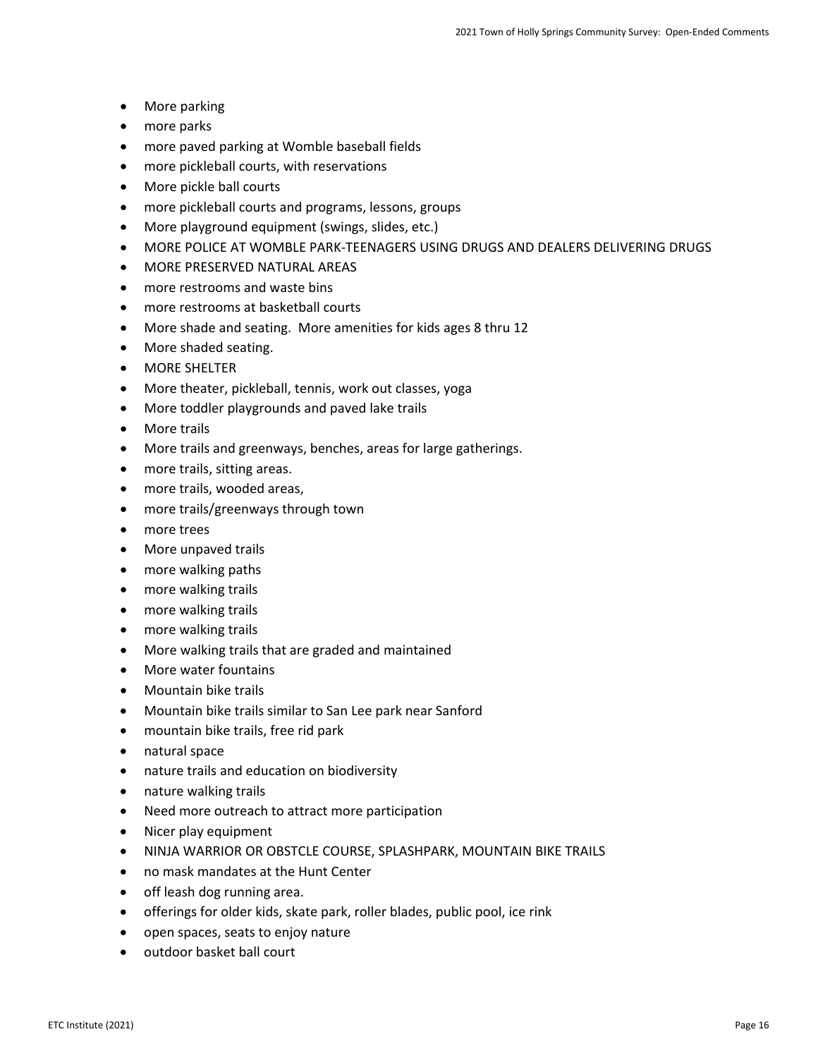- More parking
- more parks
- more paved parking at Womble baseball fields
- more pickleball courts, with reservations
- More pickle ball courts
- more pickleball courts and programs, lessons, groups
- More playground equipment (swings, slides, etc.)
- MORE POLICE AT WOMBLE PARK-TEENAGERS USING DRUGS AND DEALERS DELIVERING DRUGS
- MORE PRESERVED NATURAL AREAS
- more restrooms and waste bins
- more restrooms at basketball courts
- More shade and seating.  More amenities for kids ages 8 thru 12
- More shaded seating.
- MORE SHELTER
- More theater, pickleball, tennis, work out classes, yoga
- More toddler playgrounds and paved lake trails
- More trails
- More trails and greenways, benches, areas for large gatherings.
- more trails, sitting areas.
- more trails, wooded areas,
- more trails/greenways through town
- more trees
- More unpaved trails
- more walking paths
- more walking trails
- more walking trails
- more walking trails
- More walking trails that are graded and maintained
- More water fountains
- Mountain bike trails
- Mountain bike trails similar to San Lee park near Sanford
- mountain bike trails, free rid park
- natural space
- nature trails and education on biodiversity
- nature walking trails
- Need more outreach to attract more participation
- Nicer play equipment
- NINJA WARRIOR OR OBSTCLE COURSE, SPLASHPARK, MOUNTAIN BIKE TRAILS
- no mask mandates at the Hunt Center
- off leash dog running area.
- offerings for older kids, skate park, roller blades, public pool, ice rink
- open spaces, seats to enjoy nature
- outdoor basket ball court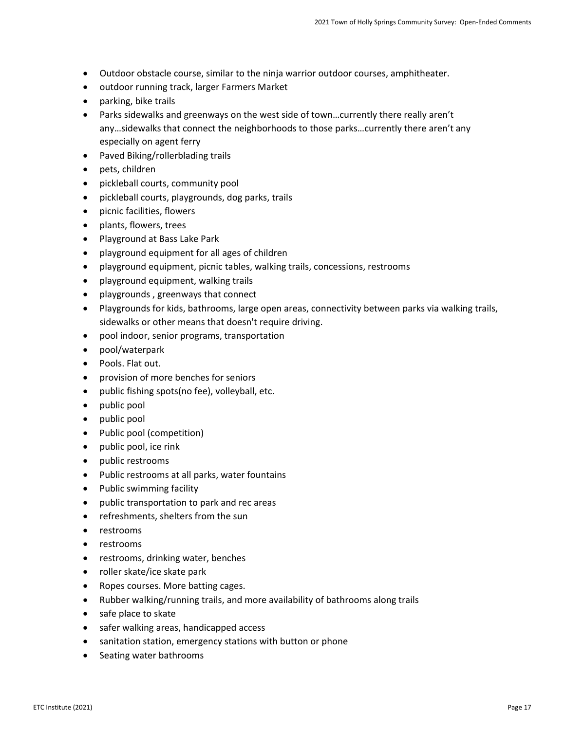- Outdoor obstacle course, similar to the ninja warrior outdoor courses, amphitheater.
- outdoor running track, larger Farmers Market
- parking, bike trails
- Parks sidewalks and greenways on the west side of town…currently there really aren't any…sidewalks that connect the neighborhoods to those parks…currently there aren't any especially on agent ferry
- Paved Biking/rollerblading trails
- pets, children
- pickleball courts, community pool
- pickleball courts, playgrounds, dog parks, trails
- picnic facilities, flowers
- plants, flowers, trees
- Playground at Bass Lake Park
- playground equipment for all ages of children
- playground equipment, picnic tables, walking trails, concessions, restrooms
- playground equipment, walking trails
- playgrounds , greenways that connect
- Playgrounds for kids, bathrooms, large open areas, connectivity between parks via walking trails, sidewalks or other means that doesn't require driving.
- pool indoor, senior programs, transportation
- pool/waterpark
- Pools. Flat out.
- provision of more benches for seniors
- public fishing spots(no fee), volleyball, etc.
- public pool
- public pool
- Public pool (competition)
- public pool, ice rink
- public restrooms
- Public restrooms at all parks, water fountains
- Public swimming facility
- public transportation to park and rec areas
- refreshments, shelters from the sun
- restrooms
- restrooms
- restrooms, drinking water, benches
- roller skate/ice skate park
- Ropes courses. More batting cages.
- Rubber walking/running trails, and more availability of bathrooms along trails
- safe place to skate
- safer walking areas, handicapped access
- sanitation station, emergency stations with button or phone
- Seating water bathrooms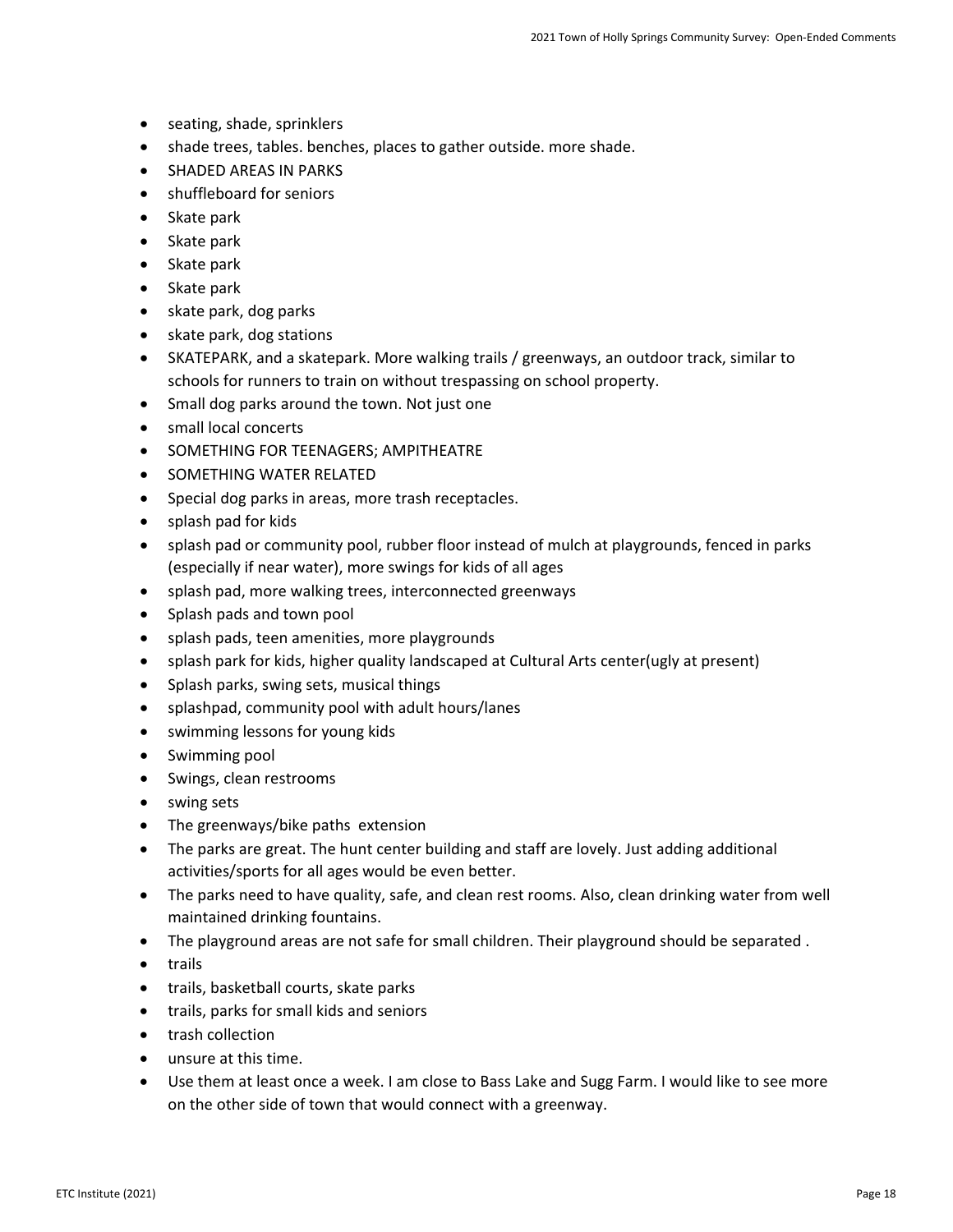- seating, shade, sprinklers
- shade trees, tables. benches, places to gather outside. more shade.
- SHADED AREAS IN PARKS
- shuffleboard for seniors
- Skate park
- Skate park
- Skate park
- Skate park
- skate park, dog parks
- skate park, dog stations
- SKATEPARK, and a skatepark. More walking trails / greenways, an outdoor track, similar to schools for runners to train on without trespassing on school property.
- Small dog parks around the town. Not just one
- small local concerts
- SOMETHING FOR TEENAGERS; AMPITHEATRE
- SOMETHING WATER RELATED
- Special dog parks in areas, more trash receptacles.
- splash pad for kids
- splash pad or community pool, rubber floor instead of mulch at playgrounds, fenced in parks (especially if near water), more swings for kids of all ages
- splash pad, more walking trees, interconnected greenways
- Splash pads and town pool
- splash pads, teen amenities, more playgrounds
- splash park for kids, higher quality landscaped at Cultural Arts center(ugly at present)
- Splash parks, swing sets, musical things
- splashpad, community pool with adult hours/lanes
- swimming lessons for young kids
- Swimming pool
- Swings, clean restrooms
- swing sets
- The greenways/bike paths extension
- The parks are great. The hunt center building and staff are lovely. Just adding additional activities/sports for all ages would be even better.
- The parks need to have quality, safe, and clean rest rooms. Also, clean drinking water from well maintained drinking fountains.
- The playground areas are not safe for small children. Their playground should be separated .
- trails
- trails, basketball courts, skate parks
- trails, parks for small kids and seniors
- trash collection
- unsure at this time.
- Use them at least once a week. I am close to Bass Lake and Sugg Farm. I would like to see more on the other side of town that would connect with a greenway.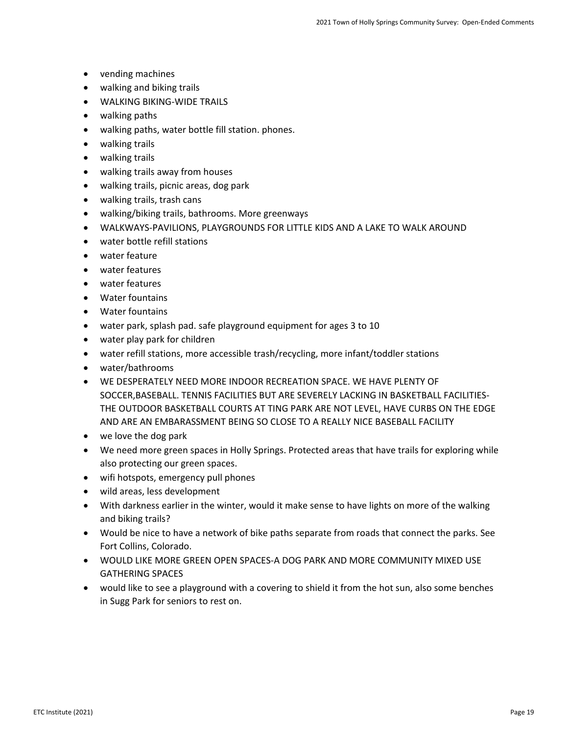- vending machines
- walking and biking trails
- WALKING BIKING-WIDE TRAILS
- walking paths
- walking paths, water bottle fill station. phones.
- walking trails
- walking trails
- walking trails away from houses
- walking trails, picnic areas, dog park
- walking trails, trash cans
- walking/biking trails, bathrooms. More greenways
- WALKWAYS-PAVILIONS, PLAYGROUNDS FOR LITTLE KIDS AND A LAKE TO WALK AROUND
- water bottle refill stations
- water feature
- water features
- water features
- Water fountains
- Water fountains
- water park, splash pad. safe playground equipment for ages 3 to 10
- water play park for children
- water refill stations, more accessible trash/recycling, more infant/toddler stations
- water/bathrooms
- WE DESPERATELY NEED MORE INDOOR RECREATION SPACE. WE HAVE PLENTY OF SOCCER,BASEBALL. TENNIS FACILITIES BUT ARE SEVERELY LACKING IN BASKETBALL FACILITIES-THE OUTDOOR BASKETBALL COURTS AT TING PARK ARE NOT LEVEL, HAVE CURBS ON THE EDGE AND ARE AN EMBARASSMENT BEING SO CLOSE TO A REALLY NICE BASEBALL FACILITY
- we love the dog park
- We need more green spaces in Holly Springs. Protected areas that have trails for exploring while also protecting our green spaces.
- wifi hotspots, emergency pull phones
- wild areas, less development
- With darkness earlier in the winter, would it make sense to have lights on more of the walking and biking trails?
- Would be nice to have a network of bike paths separate from roads that connect the parks. See Fort Collins, Colorado.
- WOULD LIKE MORE GREEN OPEN SPACES-A DOG PARK AND MORE COMMUNITY MIXED USE GATHERING SPACES
- would like to see a playground with a covering to shield it from the hot sun, also some benches in Sugg Park for seniors to rest on.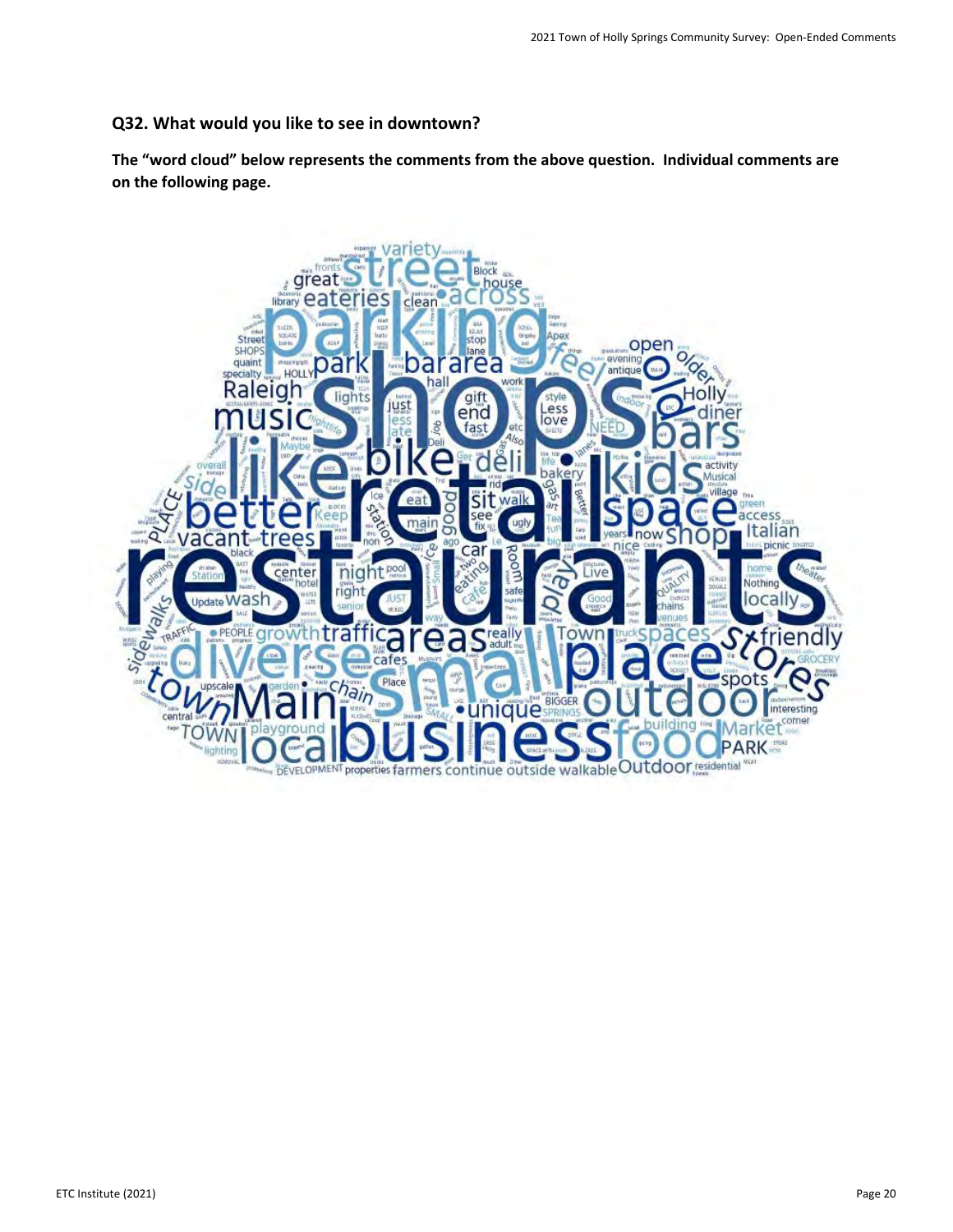## Q32. What would you like to see in downtown?

**The "word cloud" below represents the comments from the above question. Individual comments are on the following page.**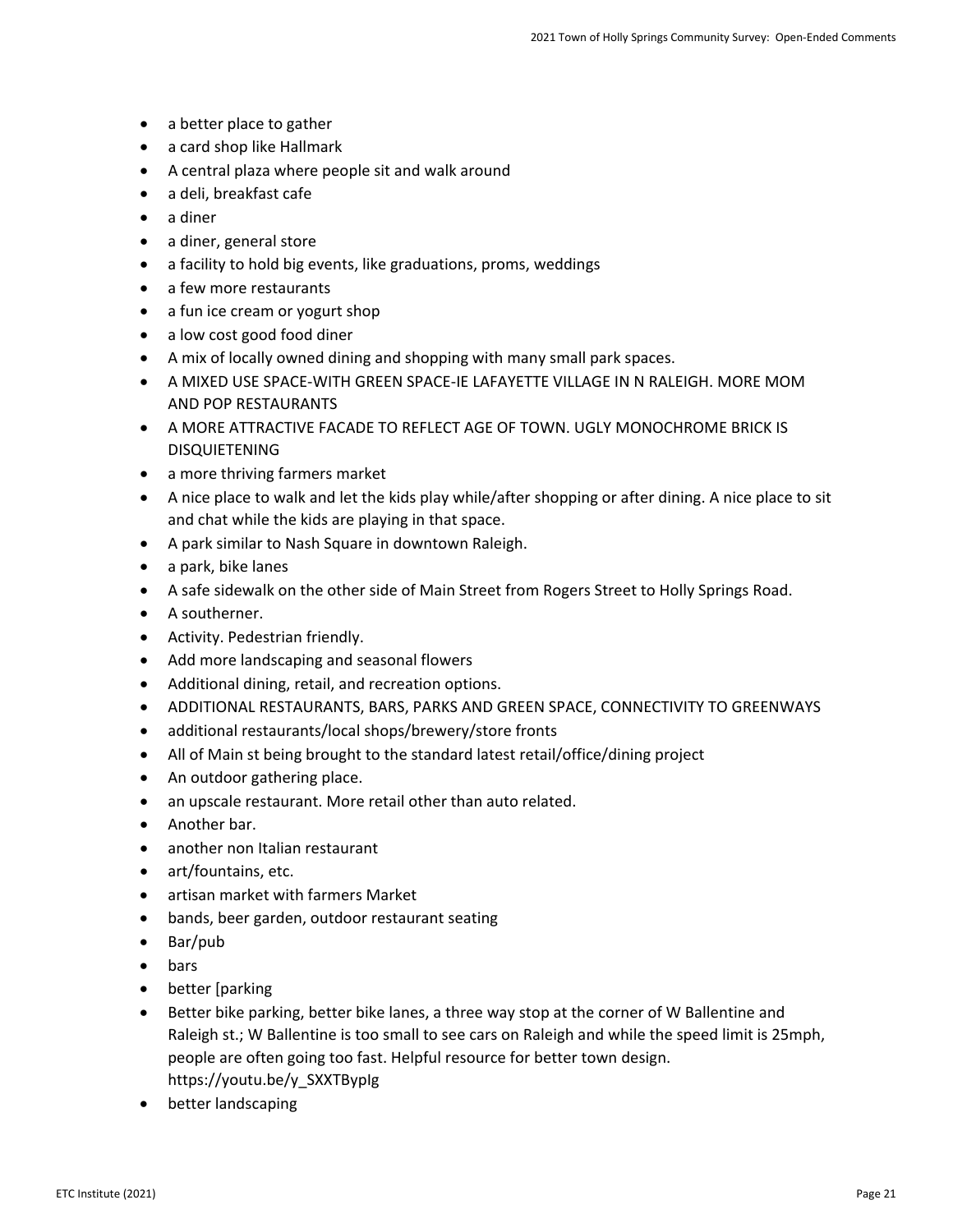- a better place to gather
- a card shop like Hallmark
- A central plaza where people sit and walk around
- a deli, breakfast cafe
- a diner
- a diner, general store
- a facility to hold big events, like graduations, proms, weddings
- a few more restaurants
- a fun ice cream or yogurt shop
- a low cost good food diner
- A mix of locally owned dining and shopping with many small park spaces.
- A MIXED USE SPACE-WITH GREEN SPACE-IE LAFAYETTE VILLAGE IN N RALEIGH. MORE MOM AND POP RESTAURANTS
- A MORE ATTRACTIVE FACADE TO REFLECT AGE OF TOWN. UGLY MONOCHROME BRICK IS DISQUIETENING
- a more thriving farmers market
- A nice place to walk and let the kids play while/after shopping or after dining. A nice place to sit and chat while the kids are playing in that space.
- A park similar to Nash Square in downtown Raleigh.
- a park, bike lanes
- A safe sidewalk on the other side of Main Street from Rogers Street to Holly Springs Road.
- A southerner.
- Activity. Pedestrian friendly.
- Add more landscaping and seasonal flowers
- Additional dining, retail, and recreation options.
- ADDITIONAL RESTAURANTS, BARS, PARKS AND GREEN SPACE, CONNECTIVITY TO GREENWAYS
- additional restaurants/local shops/brewery/store fronts
- All of Main st being brought to the standard latest retail/office/dining project
- An outdoor gathering place.
- an upscale restaurant. More retail other than auto related.
- Another bar.
- another non Italian restaurant
- art/fountains, etc.
- artisan market with farmers Market
- bands, beer garden, outdoor restaurant seating
- Bar/pub
- bars
- better [parking
- Better bike parking, better bike lanes, a three way stop at the corner of W Ballentine and Raleigh st.; W Ballentine is too small to see cars on Raleigh and while the speed limit is 25mph, people are often going too fast. Helpful resource for better town design. https://youtu.be/y_SXXTBypIg
- better landscaping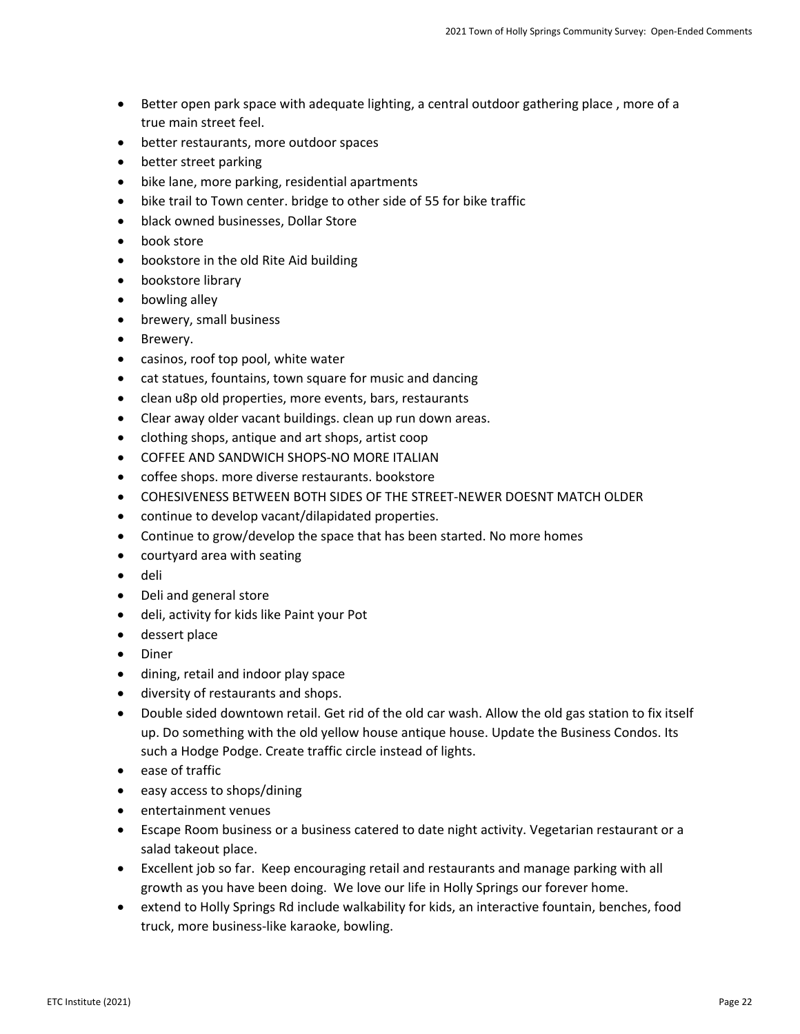- Better open park space with adequate lighting, a central outdoor gathering place , more of a true main street feel.
- better restaurants, more outdoor spaces
- better street parking
- bike lane, more parking, residential apartments
- bike trail to Town center. bridge to other side of 55 for bike traffic
- black owned businesses, Dollar Store
- book store
- bookstore in the old Rite Aid building
- bookstore library
- bowling alley
- brewery, small business
- Brewery.
- casinos, roof top pool, white water
- cat statues, fountains, town square for music and dancing
- clean u8p old properties, more events, bars, restaurants
- Clear away older vacant buildings. clean up run down areas.
- clothing shops, antique and art shops, artist coop
- COFFEE AND SANDWICH SHOPS-NO MORE ITALIAN
- coffee shops. more diverse restaurants. bookstore
- COHESIVENESS BETWEEN BOTH SIDES OF THE STREET-NEWER DOESNT MATCH OLDER
- continue to develop vacant/dilapidated properties.
- Continue to grow/develop the space that has been started. No more homes
- courtyard area with seating
- deli
- Deli and general store
- deli, activity for kids like Paint your Pot
- dessert place
- Diner
- dining, retail and indoor play space
- diversity of restaurants and shops.
- Double sided downtown retail. Get rid of the old car wash. Allow the old gas station to fix itself up. Do something with the old yellow house antique house. Update the Business Condos. Its such a Hodge Podge. Create traffic circle instead of lights.
- ease of traffic
- easy access to shops/dining
- entertainment venues
- Escape Room business or a business catered to date night activity. Vegetarian restaurant or a salad takeout place.
- Excellent job so far. Keep encouraging retail and restaurants and manage parking with all growth as you have been doing. We love our life in Holly Springs our forever home.
- extend to Holly Springs Rd include walkability for kids, an interactive fountain, benches, food truck, more business-like karaoke, bowling.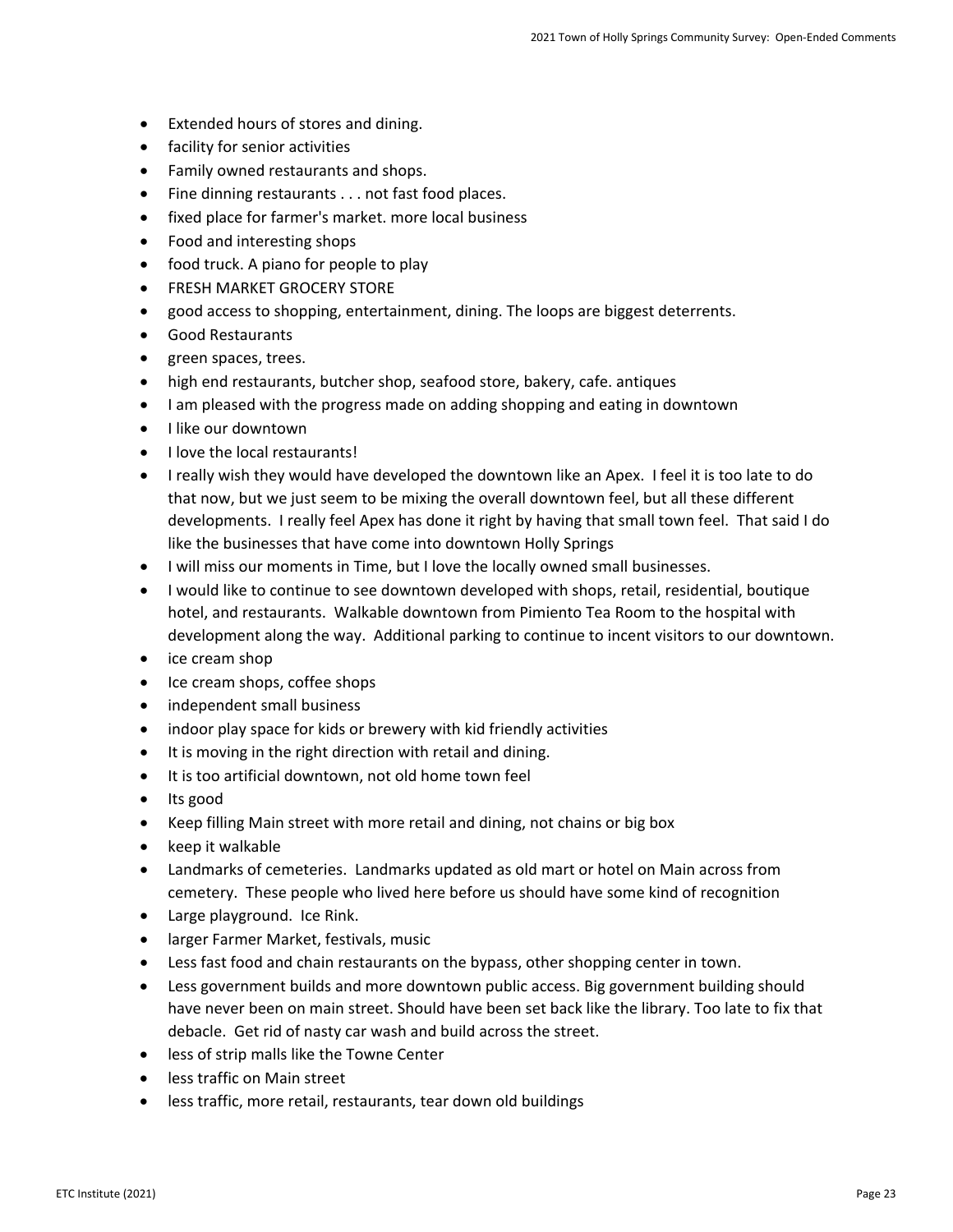- Extended hours of stores and dining.
- facility for senior activities
- Family owned restaurants and shops.
- Fine dinning restaurants . . . not fast food places.
- fixed place for farmer's market. more local business
- Food and interesting shops
- food truck. A piano for people to play
- FRESH MARKET GROCERY STORE
- good access to shopping, entertainment, dining. The loops are biggest deterrents.
- Good Restaurants
- green spaces, trees.
- high end restaurants, butcher shop, seafood store, bakery, cafe. antiques
- I am pleased with the progress made on adding shopping and eating in downtown
- I like our downtown
- I love the local restaurants!
- I really wish they would have developed the downtown like an Apex. I feel it is too late to do that now, but we just seem to be mixing the overall downtown feel, but all these different developments. I really feel Apex has done it right by having that small town feel. That said I do like the businesses that have come into downtown Holly Springs
- I will miss our moments in Time, but I love the locally owned small businesses.
- I would like to continue to see downtown developed with shops, retail, residential, boutique hotel, and restaurants. Walkable downtown from Pimiento Tea Room to the hospital with development along the way. Additional parking to continue to incent visitors to our downtown.
- ice cream shop
- Ice cream shops, coffee shops
- independent small business
- indoor play space for kids or brewery with kid friendly activities
- It is moving in the right direction with retail and dining.
- It is too artificial downtown, not old home town feel
- Its good
- Keep filling Main street with more retail and dining, not chains or big box
- keep it walkable
- Landmarks of cemeteries. Landmarks updated as old mart or hotel on Main across from cemetery. These people who lived here before us should have some kind of recognition
- Large playground. Ice Rink.
- larger Farmer Market, festivals, music
- Less fast food and chain restaurants on the bypass, other shopping center in town.
- Less government builds and more downtown public access. Big government building should have never been on main street. Should have been set back like the library. Too late to fix that debacle. Get rid of nasty car wash and build across the street.
- less of strip malls like the Towne Center
- less traffic on Main street
- less traffic, more retail, restaurants, tear down old buildings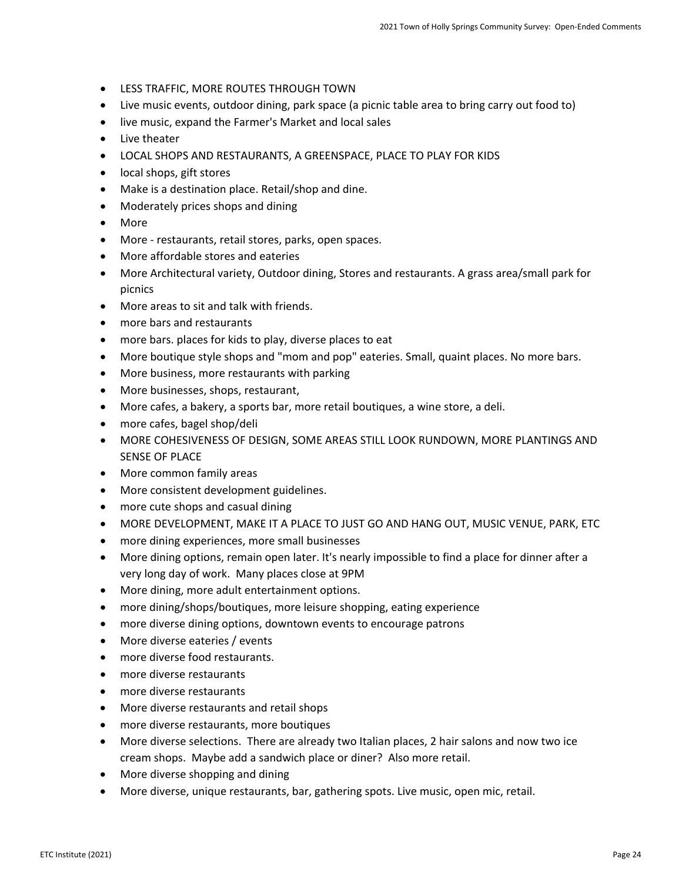- LESS TRAFFIC, MORE ROUTES THROUGH TOWN
- Live music events, outdoor dining, park space (a picnic table area to bring carry out food to)
- live music, expand the Farmer's Market and local sales
- Live theater
- LOCAL SHOPS AND RESTAURANTS, A GREENSPACE, PLACE TO PLAY FOR KIDS
- local shops, gift stores
- Make is a destination place. Retail/shop and dine.
- Moderately prices shops and dining
- More
- More - restaurants, retail stores, parks, open spaces.
- More affordable stores and eateries
- More Architectural variety, Outdoor dining, Stores and restaurants. A grass area/small park for picnics
- More areas to sit and talk with friends.
- more bars and restaurants
- more bars. places for kids to play, diverse places to eat
- More boutique style shops and "mom and pop" eateries. Small, quaint places. No more bars.
- More business, more restaurants with parking
- More businesses, shops, restaurant,
- More cafes, a bakery, a sports bar, more retail boutiques, a wine store, a deli.
- more cafes, bagel shop/deli
- MORE COHESIVENESS OF DESIGN, SOME AREAS STILL LOOK RUNDOWN, MORE PLANTINGS AND SENSE OF PLACE
- More common family areas
- More consistent development guidelines.
- more cute shops and casual dining
- MORE DEVELOPMENT, MAKE IT A PLACE TO JUST GO AND HANG OUT, MUSIC VENUE, PARK, ETC
- more dining experiences, more small businesses
- More dining options, remain open later. It's nearly impossible to find a place for dinner after a very long day of work. Many places close at 9PM
- More dining, more adult entertainment options.
- more dining/shops/boutiques, more leisure shopping, eating experience
- more diverse dining options, downtown events to encourage patrons
- More diverse eateries / events
- more diverse food restaurants.
- more diverse restaurants
- more diverse restaurants
- More diverse restaurants and retail shops
- more diverse restaurants, more boutiques
- More diverse selections. There are already two Italian places, 2 hair salons and now two ice cream shops. Maybe add a sandwich place or diner? Also more retail.
- More diverse shopping and dining
- More diverse, unique restaurants, bar, gathering spots. Live music, open mic, retail.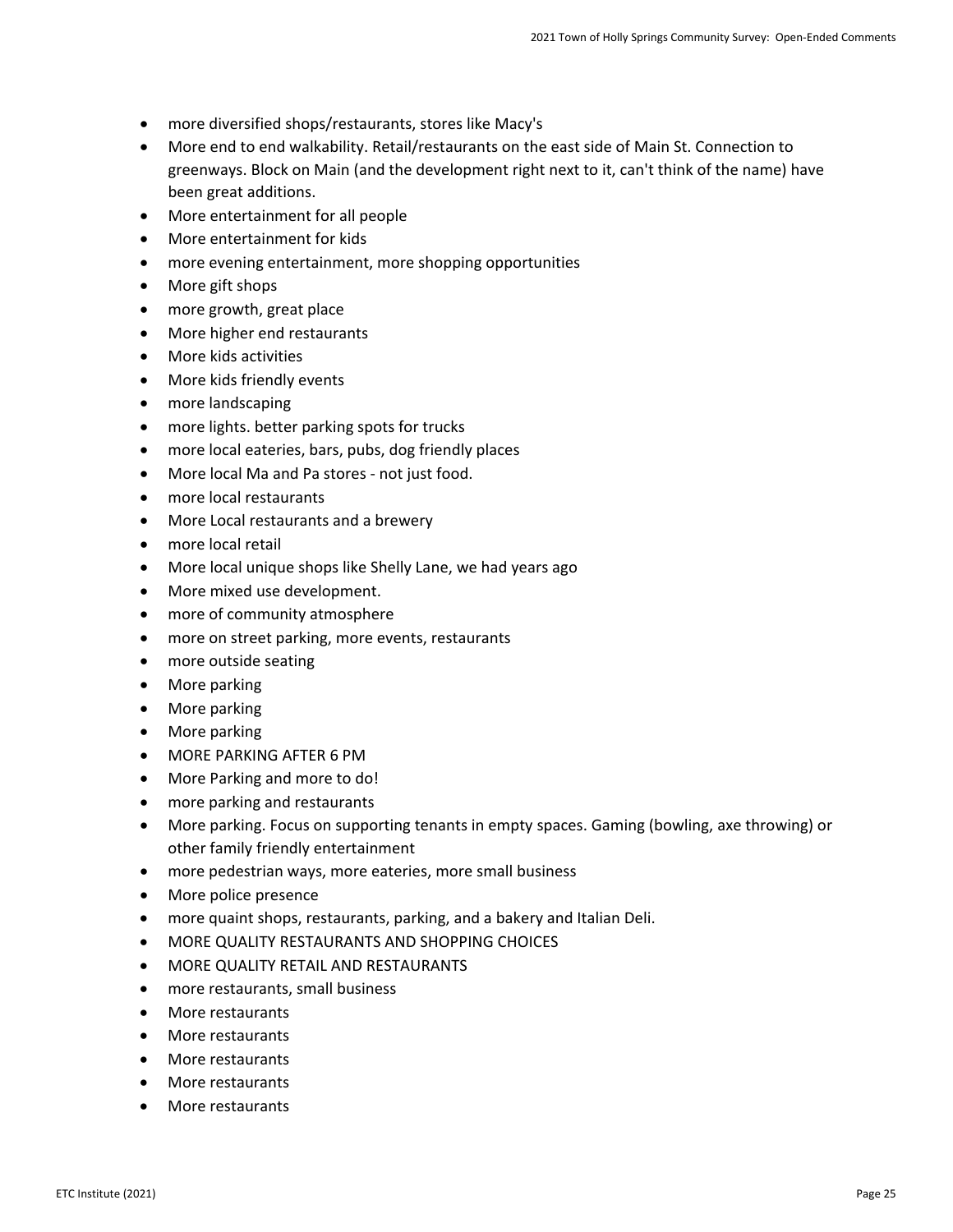- more diversified shops/restaurants, stores like Macy's
- More end to end walkability. Retail/restaurants on the east side of Main St. Connection to greenways. Block on Main (and the development right next to it, can't think of the name) have been great additions.
- More entertainment for all people
- More entertainment for kids
- more evening entertainment, more shopping opportunities
- More gift shops
- more growth, great place
- More higher end restaurants
- More kids activities
- More kids friendly events
- more landscaping
- more lights. better parking spots for trucks
- more local eateries, bars, pubs, dog friendly places
- More local Ma and Pa stores - not just food.
- more local restaurants
- More Local restaurants and a brewery
- more local retail
- More local unique shops like Shelly Lane, we had years ago
- More mixed use development.
- more of community atmosphere
- more on street parking, more events, restaurants
- more outside seating
- More parking
- More parking
- More parking
- MORE PARKING AFTER 6 PM
- More Parking and more to do!
- more parking and restaurants
- More parking. Focus on supporting tenants in empty spaces. Gaming (bowling, axe throwing) or other family friendly entertainment
- more pedestrian ways, more eateries, more small business
- More police presence
- more quaint shops, restaurants, parking, and a bakery and Italian Deli.
- MORE QUALITY RESTAURANTS AND SHOPPING CHOICES
- MORE QUALITY RETAIL AND RESTAURANTS
- more restaurants, small business
- More restaurants
- More restaurants
- More restaurants
- More restaurants
- More restaurants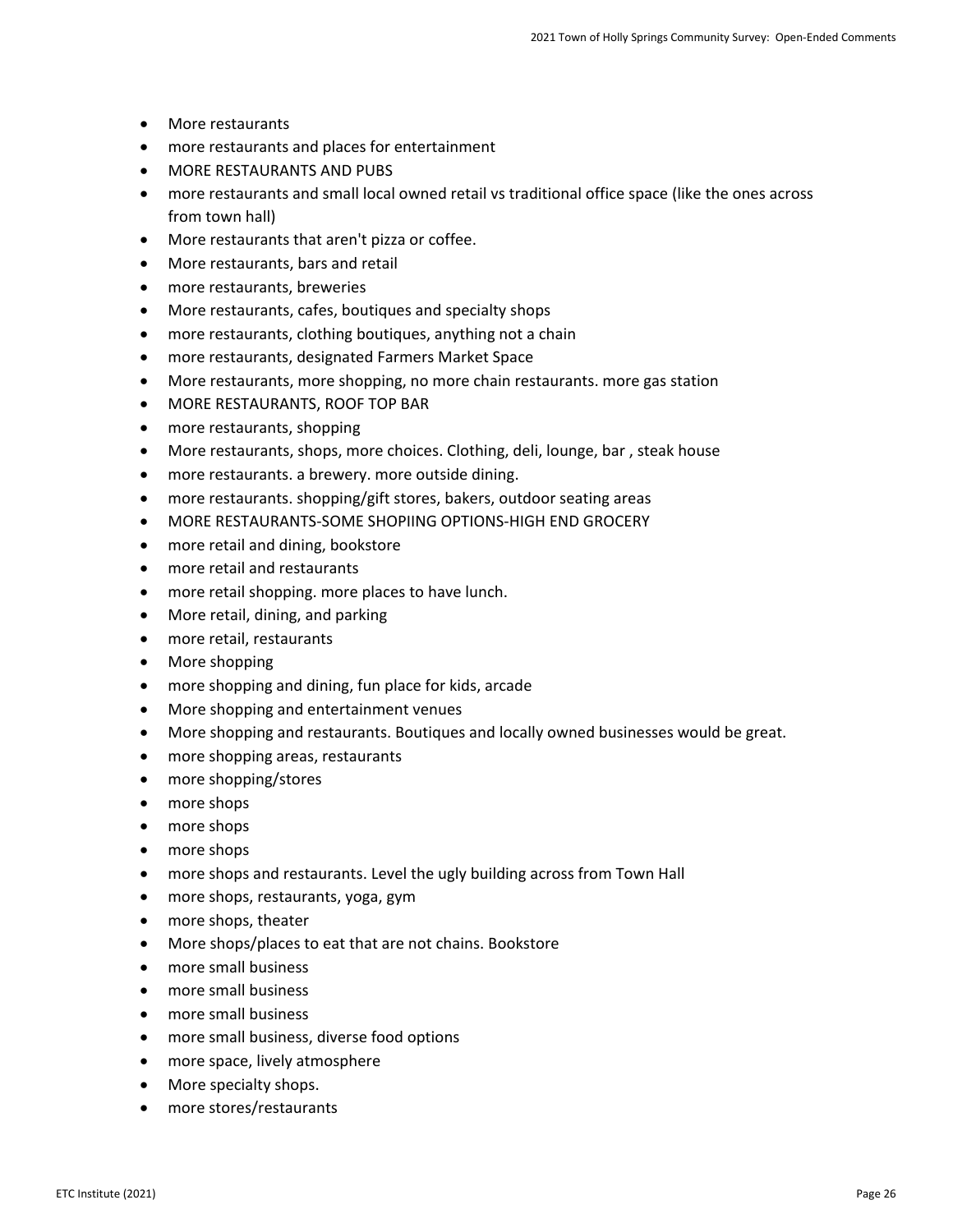- More restaurants
- more restaurants and places for entertainment
- MORE RESTAURANTS AND PUBS
- more restaurants and small local owned retail vs traditional office space (like the ones across from town hall)
- More restaurants that aren't pizza or coffee.
- More restaurants, bars and retail
- more restaurants, breweries
- More restaurants, cafes, boutiques and specialty shops
- more restaurants, clothing boutiques, anything not a chain
- more restaurants, designated Farmers Market Space
- More restaurants, more shopping, no more chain restaurants. more gas station
- MORE RESTAURANTS, ROOF TOP BAR
- more restaurants, shopping
- More restaurants, shops, more choices. Clothing, deli, lounge, bar , steak house
- more restaurants. a brewery. more outside dining.
- more restaurants. shopping/gift stores, bakers, outdoor seating areas
- MORE RESTAURANTS-SOME SHOPIING OPTIONS-HIGH END GROCERY
- more retail and dining, bookstore
- more retail and restaurants
- more retail shopping. more places to have lunch.
- More retail, dining, and parking
- more retail, restaurants
- More shopping
- more shopping and dining, fun place for kids, arcade
- More shopping and entertainment venues
- More shopping and restaurants. Boutiques and locally owned businesses would be great.
- more shopping areas, restaurants
- more shopping/stores
- more shops
- more shops
- more shops
- more shops and restaurants. Level the ugly building across from Town Hall
- more shops, restaurants, yoga, gym
- more shops, theater
- More shops/places to eat that are not chains. Bookstore
- more small business
- more small business
- more small business
- more small business, diverse food options
- more space, lively atmosphere
- More specialty shops.
- more stores/restaurants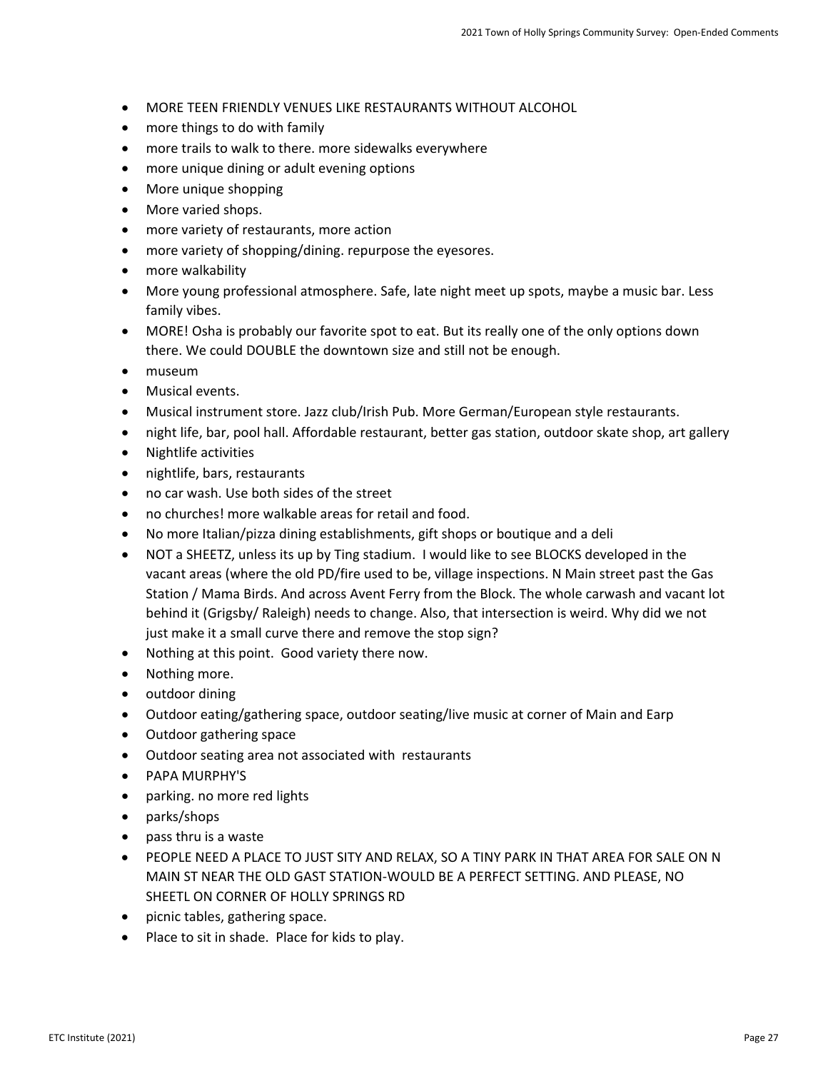- MORE TEEN FRIENDLY VENUES LIKE RESTAURANTS WITHOUT ALCOHOL
- more things to do with family
- more trails to walk to there. more sidewalks everywhere
- more unique dining or adult evening options
- More unique shopping
- More varied shops.
- more variety of restaurants, more action
- more variety of shopping/dining. repurpose the eyesores.
- more walkability
- More young professional atmosphere. Safe, late night meet up spots, maybe a music bar. Less family vibes.
- MORE! Osha is probably our favorite spot to eat. But its really one of the only options down there. We could DOUBLE the downtown size and still not be enough.
- museum
- Musical events.
- Musical instrument store. Jazz club/Irish Pub. More German/European style restaurants.
- night life, bar, pool hall. Affordable restaurant, better gas station, outdoor skate shop, art gallery
- Nightlife activities
- nightlife, bars, restaurants
- no car wash. Use both sides of the street
- no churches! more walkable areas for retail and food.
- No more Italian/pizza dining establishments, gift shops or boutique and a deli
- NOT a SHEETZ, unless its up by Ting stadium. I would like to see BLOCKS developed in the vacant areas (where the old PD/fire used to be, village inspections. N Main street past the Gas Station / Mama Birds. And across Avent Ferry from the Block. The whole carwash and vacant lot behind it (Grigsby/ Raleigh) needs to change. Also, that intersection is weird. Why did we not just make it a small curve there and remove the stop sign?
- Nothing at this point. Good variety there now.
- Nothing more.
- outdoor dining
- Outdoor eating/gathering space, outdoor seating/live music at corner of Main and Earp
- Outdoor gathering space
- Outdoor seating area not associated with restaurants
- PAPA MURPHY'S
- parking. no more red lights
- parks/shops
- pass thru is a waste
- PEOPLE NEED A PLACE TO JUST SITY AND RELAX, SO A TINY PARK IN THAT AREA FOR SALE ON N MAIN ST NEAR THE OLD GAST STATION-WOULD BE A PERFECT SETTING. AND PLEASE, NO SHEETL ON CORNER OF HOLLY SPRINGS RD
- picnic tables, gathering space.
- Place to sit in shade. Place for kids to play.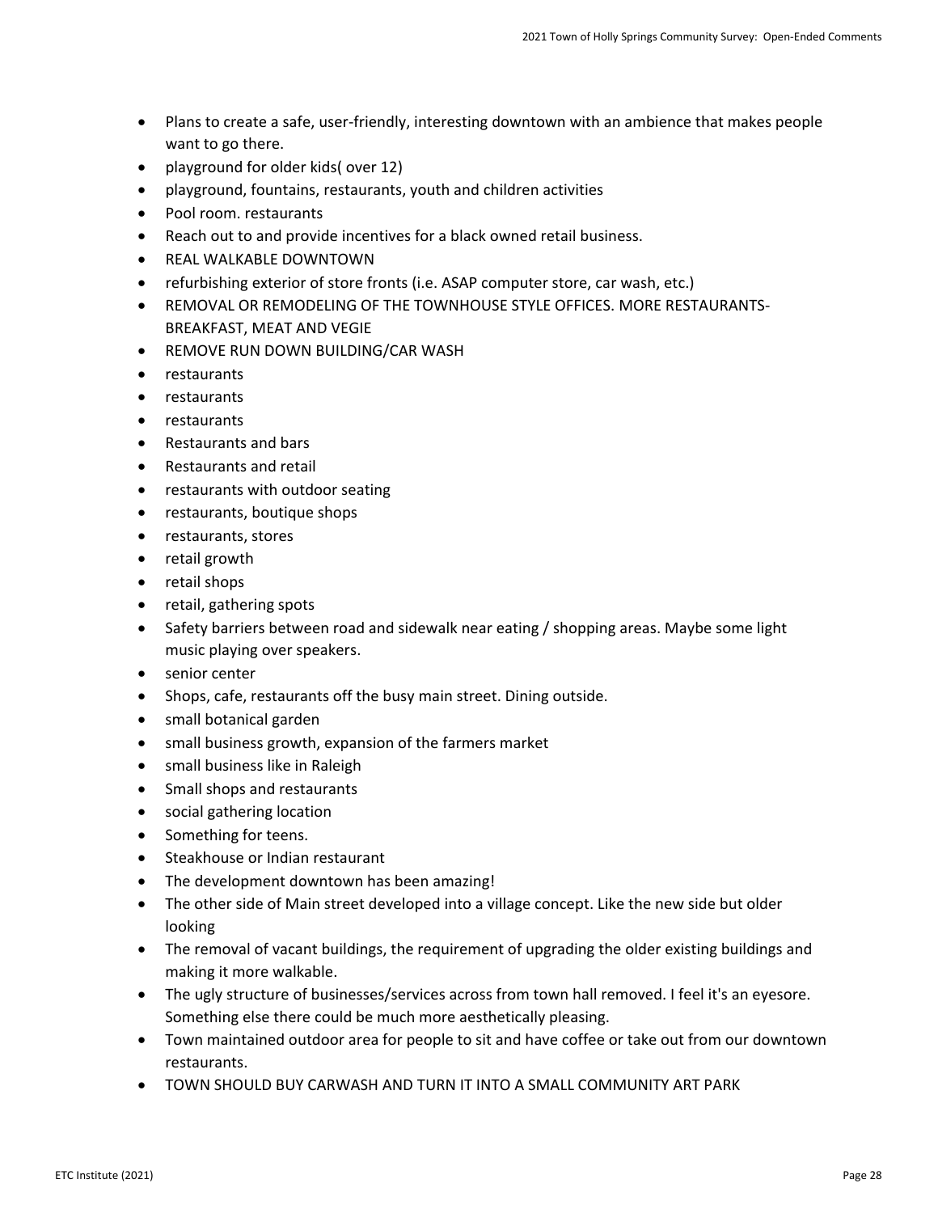- Plans to create a safe, user-friendly, interesting downtown with an ambience that makes people want to go there.
- playground for older kids( over 12)
- playground, fountains, restaurants, youth and children activities
- Pool room. restaurants
- Reach out to and provide incentives for a black owned retail business.
- REAL WALKABLE DOWNTOWN
- refurbishing exterior of store fronts (i.e. ASAP computer store, car wash, etc.)
- REMOVAL OR REMODELING OF THE TOWNHOUSE STYLE OFFICES. MORE RESTAURANTS- BREAKFAST, MEAT AND VEGIE
- REMOVE RUN DOWN BUILDING/CAR WASH
- restaurants
- restaurants
- restaurants
- Restaurants and bars
- Restaurants and retail
- restaurants with outdoor seating
- restaurants, boutique shops
- restaurants, stores
- retail growth
- retail shops
- retail, gathering spots
- Safety barriers between road and sidewalk near eating / shopping areas. Maybe some light music playing over speakers.
- senior center
- Shops, cafe, restaurants off the busy main street. Dining outside.
- small botanical garden
- small business growth, expansion of the farmers market
- small business like in Raleigh
- Small shops and restaurants
- social gathering location
- Something for teens.
- Steakhouse or Indian restaurant
- The development downtown has been amazing!
- The other side of Main street developed into a village concept. Like the new side but older looking
- The removal of vacant buildings, the requirement of upgrading the older existing buildings and making it more walkable.
- The ugly structure of businesses/services across from town hall removed. I feel it's an eyesore. Something else there could be much more aesthetically pleasing.
- Town maintained outdoor area for people to sit and have coffee or take out from our downtown restaurants.
- TOWN SHOULD BUY CARWASH AND TURN IT INTO A SMALL COMMUNITY ART PARK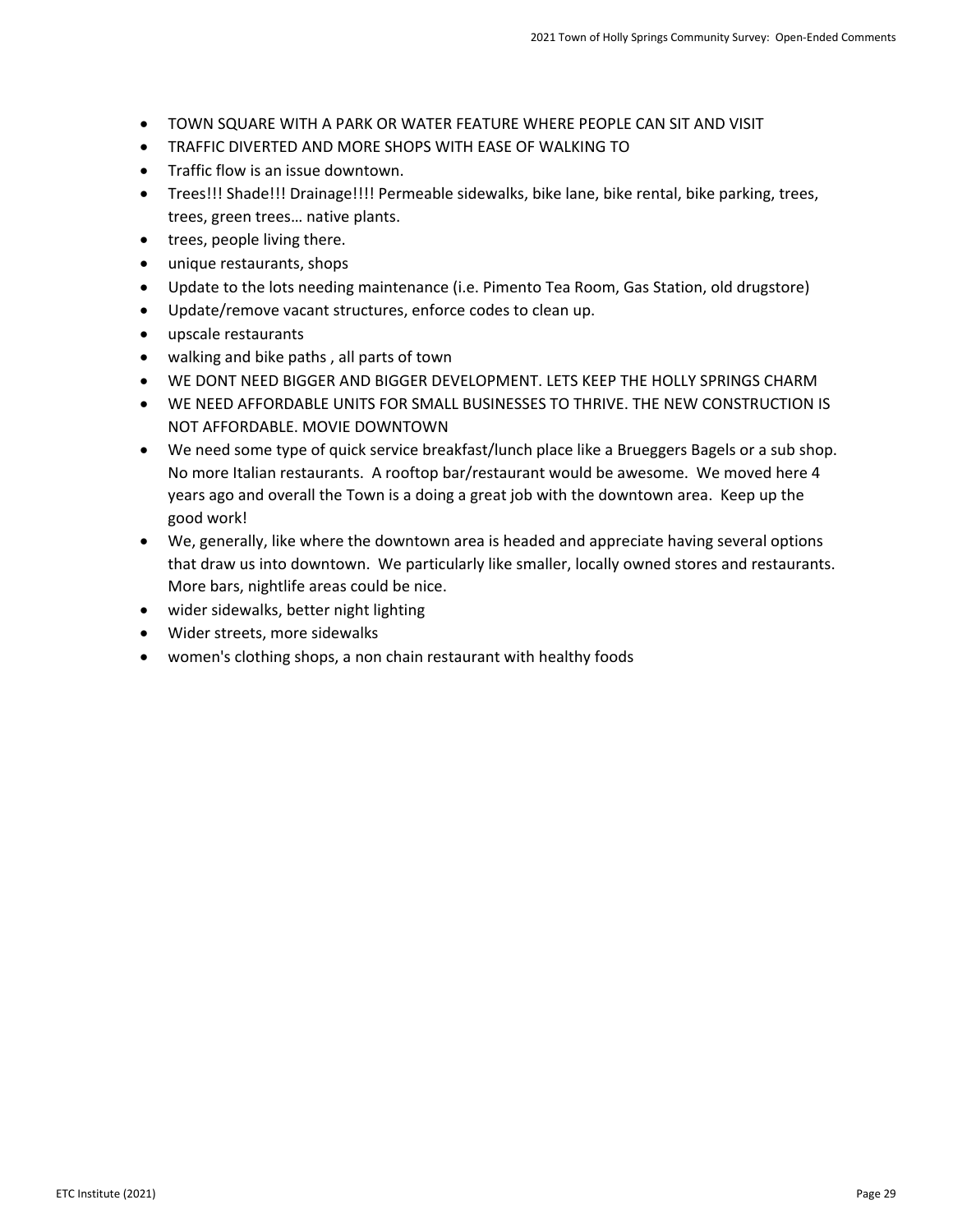- TOWN SQUARE WITH A PARK OR WATER FEATURE WHERE PEOPLE CAN SIT AND VISIT
- TRAFFIC DIVERTED AND MORE SHOPS WITH EASE OF WALKING TO
- Traffic flow is an issue downtown.
- Trees!!! Shade!!! Drainage!!!! Permeable sidewalks, bike lane, bike rental, bike parking, trees, trees, green trees… native plants.
- trees, people living there.
- unique restaurants, shops
- Update to the lots needing maintenance (i.e. Pimento Tea Room, Gas Station, old drugstore)
- Update/remove vacant structures, enforce codes to clean up.
- upscale restaurants
- walking and bike paths , all parts of town
- WE DONT NEED BIGGER AND BIGGER DEVELOPMENT. LETS KEEP THE HOLLY SPRINGS CHARM
- WE NEED AFFORDABLE UNITS FOR SMALL BUSINESSES TO THRIVE. THE NEW CONSTRUCTION IS NOT AFFORDABLE. MOVIE DOWNTOWN
- We need some type of quick service breakfast/lunch place like a Brueggers Bagels or a sub shop. No more Italian restaurants. A rooftop bar/restaurant would be awesome. We moved here 4 years ago and overall the Town is a doing a great job with the downtown area. Keep up the good work!
- We, generally, like where the downtown area is headed and appreciate having several options that draw us into downtown. We particularly like smaller, locally owned stores and restaurants. More bars, nightlife areas could be nice.
- wider sidewalks, better night lighting
- Wider streets, more sidewalks
- women's clothing shops, a non chain restaurant with healthy foods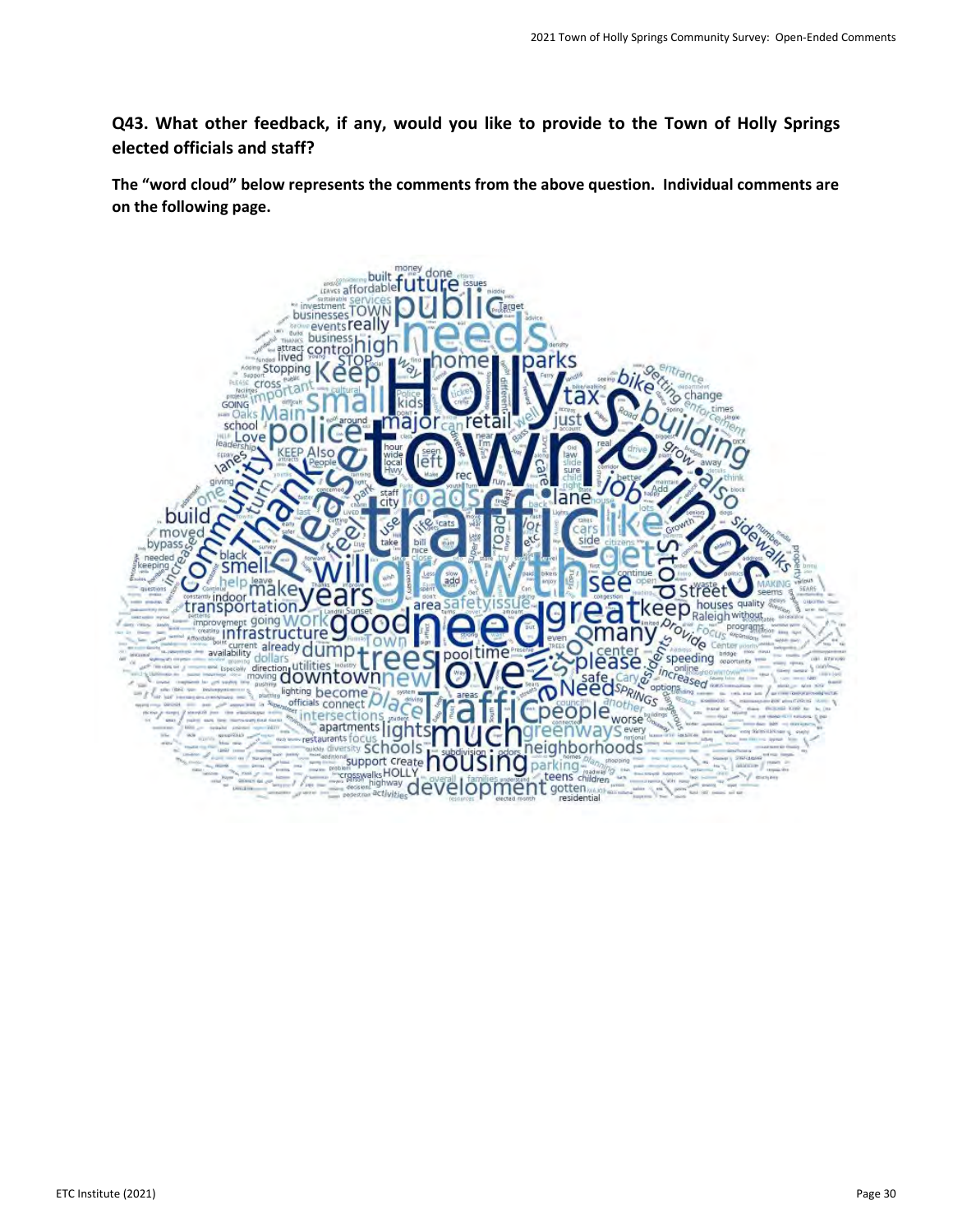**Q43. What other feedback, if any, would you like to provide to the Town of Holly Springs elected officials and staff?**

**The "word cloud" below represents the comments from the above question. Individual comments are on the following page.**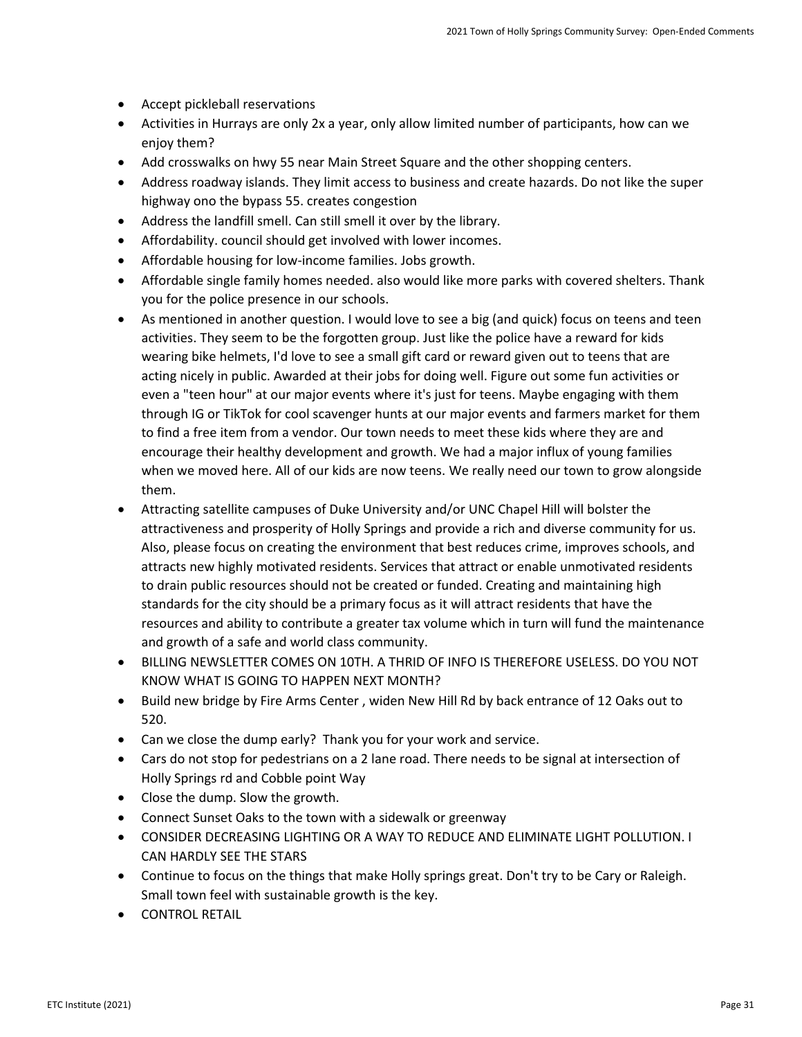- Accept pickleball reservations
- Activities in Hurrays are only 2x a year, only allow limited number of participants, how can we enjoy them?
- Add crosswalks on hwy 55 near Main Street Square and the other shopping centers.
- Address roadway islands. They limit access to business and create hazards. Do not like the super highway ono the bypass 55. creates congestion
- Address the landfill smell. Can still smell it over by the library.
- Affordability. council should get involved with lower incomes.
- Affordable housing for low-income families. Jobs growth.
- Affordable single family homes needed. also would like more parks with covered shelters. Thank you for the police presence in our schools.
- As mentioned in another question. I would love to see a big (and quick) focus on teens and teen activities. They seem to be the forgotten group. Just like the police have a reward for kids wearing bike helmets, I'd love to see a small gift card or reward given out to teens that are acting nicely in public. Awarded at their jobs for doing well. Figure out some fun activities or even a "teen hour" at our major events where it's just for teens. Maybe engaging with them through IG or TikTok for cool scavenger hunts at our major events and farmers market for them to find a free item from a vendor. Our town needs to meet these kids where they are and encourage their healthy development and growth. We had a major influx of young families when we moved here. All of our kids are now teens. We really need our town to grow alongside them.
- Attracting satellite campuses of Duke University and/or UNC Chapel Hill will bolster the attractiveness and prosperity of Holly Springs and provide a rich and diverse community for us. Also, please focus on creating the environment that best reduces crime, improves schools, and attracts new highly motivated residents. Services that attract or enable unmotivated residents to drain public resources should not be created or funded. Creating and maintaining high standards for the city should be a primary focus as it will attract residents that have the resources and ability to contribute a greater tax volume which in turn will fund the maintenance and growth of a safe and world class community.
- BILLING NEWSLETTER COMES ON 10TH. A THRID OF INFO IS THEREFORE USELESS. DO YOU NOT KNOW WHAT IS GOING TO HAPPEN NEXT MONTH?
- Build new bridge by Fire Arms Center , widen New Hill Rd by back entrance of 12 Oaks out to 520.
- Can we close the dump early? Thank you for your work and service.
- Cars do not stop for pedestrians on a 2 lane road. There needs to be signal at intersection of Holly Springs rd and Cobble point Way
- Close the dump. Slow the growth.
- Connect Sunset Oaks to the town with a sidewalk or greenway
- CONSIDER DECREASING LIGHTING OR A WAY TO REDUCE AND ELIMINATE LIGHT POLLUTION. I CAN HARDLY SEE THE STARS
- Continue to focus on the things that make Holly springs great. Don't try to be Cary or Raleigh. Small town feel with sustainable growth is the key.
- CONTROL RETAIL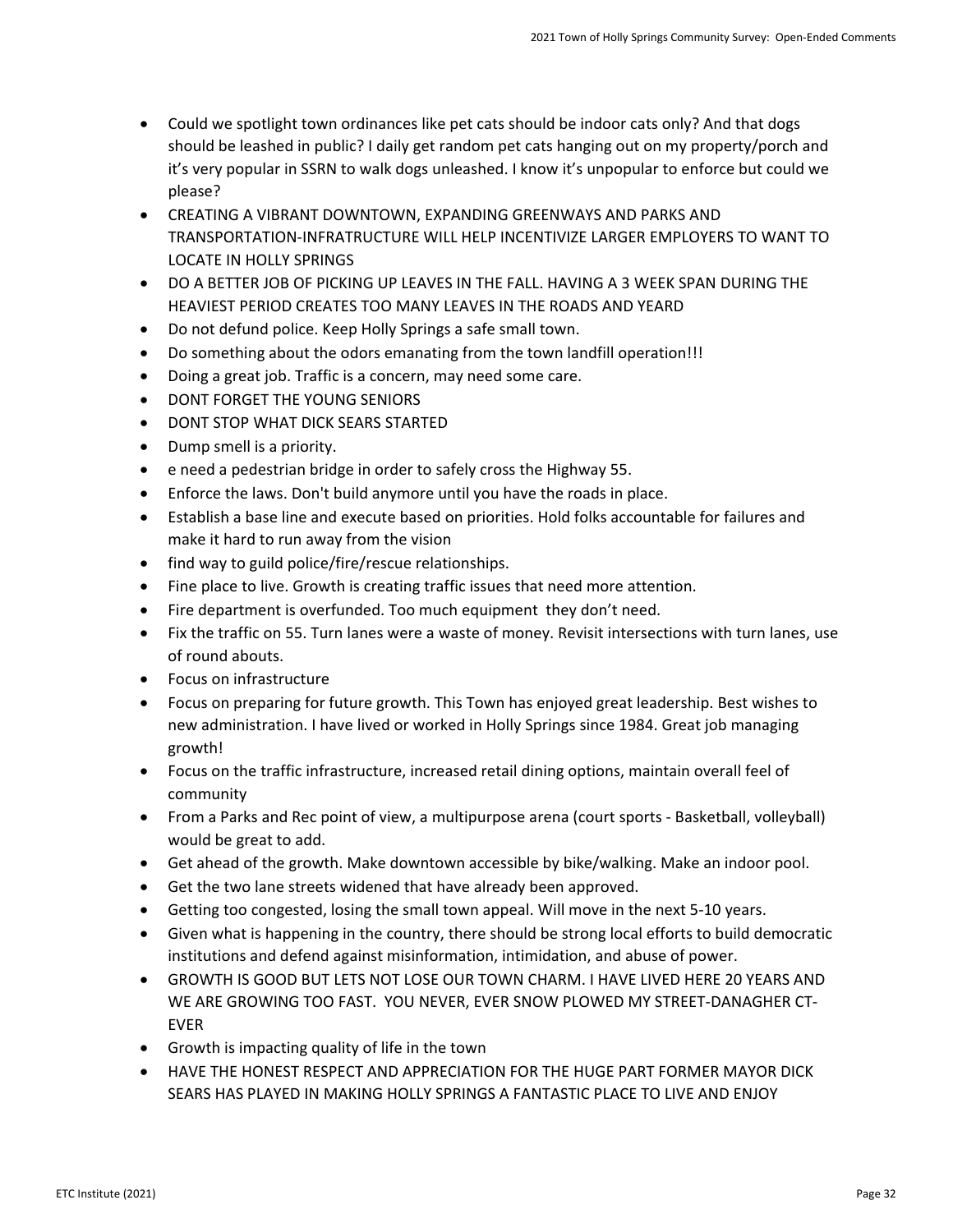- Could we spotlight town ordinances like pet cats should be indoor cats only? And that dogs should be leashed in public? I daily get random pet cats hanging out on my property/porch and it's very popular in SSRN to walk dogs unleashed. I know it's unpopular to enforce but could we please?
- CREATING A VIBRANT DOWNTOWN, EXPANDING GREENWAYS AND PARKS AND TRANSPORTATION-INFRATRUCTURE WILL HELP INCENTIVIZE LARGER EMPLOYERS TO WANT TO LOCATE IN HOLLY SPRINGS
- DO A BETTER JOB OF PICKING UP LEAVES IN THE FALL. HAVING A 3 WEEK SPAN DURING THE HEAVIEST PERIOD CREATES TOO MANY LEAVES IN THE ROADS AND YEARD
- Do not defund police. Keep Holly Springs a safe small town.
- Do something about the odors emanating from the town landfill operation!!!
- Doing a great job. Traffic is a concern, may need some care.
- DONT FORGET THE YOUNG SENIORS
- DONT STOP WHAT DICK SEARS STARTED
- Dump smell is a priority.
- e need a pedestrian bridge in order to safely cross the Highway 55.
- Enforce the laws. Don't build anymore until you have the roads in place.
- Establish a base line and execute based on priorities. Hold folks accountable for failures and make it hard to run away from the vision
- find way to guild police/fire/rescue relationships.
- Fine place to live. Growth is creating traffic issues that need more attention.
- Fire department is overfunded. Too much equipment they don't need.
- Fix the traffic on 55. Turn lanes were a waste of money. Revisit intersections with turn lanes, use of round abouts.
- Focus on infrastructure
- Focus on preparing for future growth. This Town has enjoyed great leadership. Best wishes to new administration. I have lived or worked in Holly Springs since 1984. Great job managing growth!
- Focus on the traffic infrastructure, increased retail dining options, maintain overall feel of community
- From a Parks and Rec point of view, a multipurpose arena (court sports - Basketball, volleyball) would be great to add.
- Get ahead of the growth. Make downtown accessible by bike/walking. Make an indoor pool.
- Get the two lane streets widened that have already been approved.
- Getting too congested, losing the small town appeal. Will move in the next 5-10 years.
- Given what is happening in the country, there should be strong local efforts to build democratic institutions and defend against misinformation, intimidation, and abuse of power.
- GROWTH IS GOOD BUT LETS NOT LOSE OUR TOWN CHARM. I HAVE LIVED HERE 20 YEARS AND WE ARE GROWING TOO FAST. YOU NEVER, EVER SNOW PLOWED MY STREET-DANAGHER CT-EVER
- Growth is impacting quality of life in the town
- HAVE THE HONEST RESPECT AND APPRECIATION FOR THE HUGE PART FORMER MAYOR DICK SEARS HAS PLAYED IN MAKING HOLLY SPRINGS A FANTASTIC PLACE TO LIVE AND ENJOY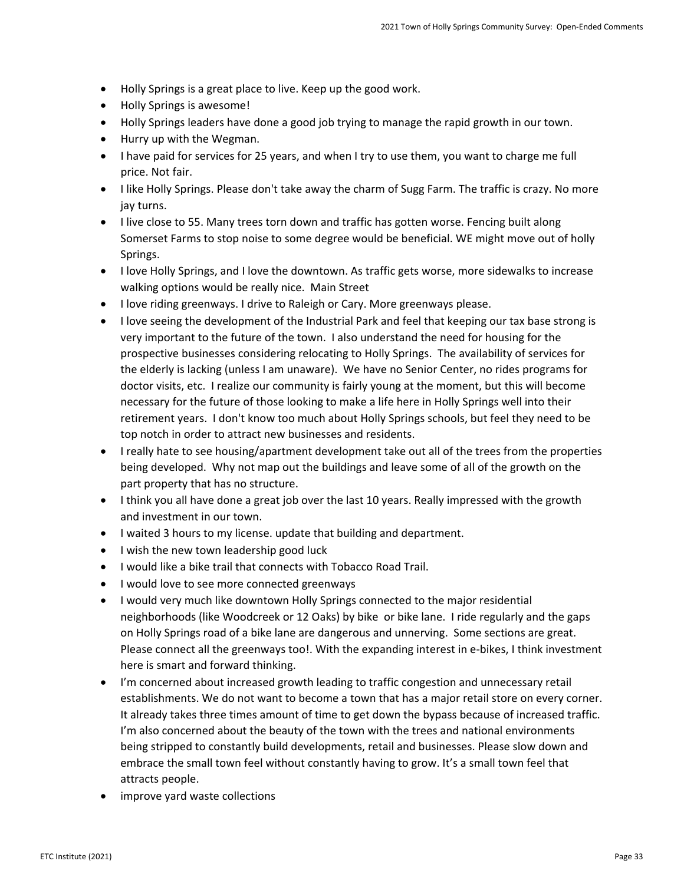- Holly Springs is a great place to live. Keep up the good work.
- Holly Springs is awesome!
- Holly Springs leaders have done a good job trying to manage the rapid growth in our town.
- Hurry up with the Wegman.
- I have paid for services for 25 years, and when I try to use them, you want to charge me full price. Not fair.
- I like Holly Springs. Please don't take away the charm of Sugg Farm. The traffic is crazy. No more jay turns.
- I live close to 55. Many trees torn down and traffic has gotten worse. Fencing built along Somerset Farms to stop noise to some degree would be beneficial. WE might move out of holly Springs.
- I love Holly Springs, and I love the downtown. As traffic gets worse, more sidewalks to increase walking options would be really nice. Main Street
- I love riding greenways. I drive to Raleigh or Cary. More greenways please.
- I love seeing the development of the Industrial Park and feel that keeping our tax base strong is very important to the future of the town. I also understand the need for housing for the prospective businesses considering relocating to Holly Springs. The availability of services for the elderly is lacking (unless I am unaware). We have no Senior Center, no rides programs for doctor visits, etc. I realize our community is fairly young at the moment, but this will become necessary for the future of those looking to make a life here in Holly Springs well into their retirement years. I don't know too much about Holly Springs schools, but feel they need to be top notch in order to attract new businesses and residents.
- I really hate to see housing/apartment development take out all of the trees from the properties being developed. Why not map out the buildings and leave some of all of the growth on the part property that has no structure.
- I think you all have done a great job over the last 10 years. Really impressed with the growth and investment in our town.
- I waited 3 hours to my license. update that building and department.
- I wish the new town leadership good luck
- I would like a bike trail that connects with Tobacco Road Trail.
- I would love to see more connected greenways
- I would very much like downtown Holly Springs connected to the major residential neighborhoods (like Woodcreek or 12 Oaks) by bike or bike lane. I ride regularly and the gaps on Holly Springs road of a bike lane are dangerous and unnerving. Some sections are great. Please connect all the greenways too!. With the expanding interest in e-bikes, I think investment here is smart and forward thinking.
- I'm concerned about increased growth leading to traffic congestion and unnecessary retail establishments. We do not want to become a town that has a major retail store on every corner. It already takes three times amount of time to get down the bypass because of increased traffic. I'm also concerned about the beauty of the town with the trees and national environments being stripped to constantly build developments, retail and businesses. Please slow down and embrace the small town feel without constantly having to grow. It's a small town feel that attracts people.
- improve yard waste collections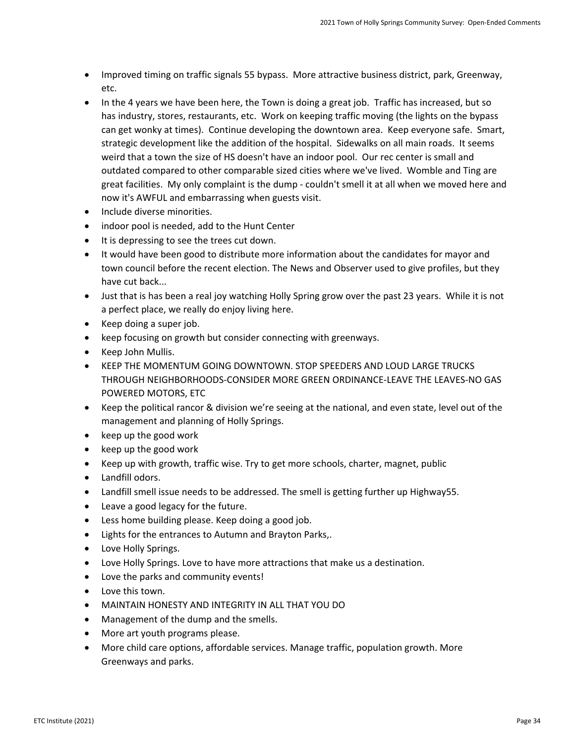- Improved timing on traffic signals 55 bypass. More attractive business district, park, Greenway, etc.
- In the 4 years we have been here, the Town is doing a great job. Traffic has increased, but so has industry, stores, restaurants, etc. Work on keeping traffic moving (the lights on the bypass can get wonky at times). Continue developing the downtown area. Keep everyone safe. Smart, strategic development like the addition of the hospital. Sidewalks on all main roads. It seems weird that a town the size of HS doesn't have an indoor pool. Our rec center is small and outdated compared to other comparable sized cities where we've lived. Womble and Ting are great facilities. My only complaint is the dump - couldn't smell it at all when we moved here and now it's AWFUL and embarrassing when guests visit.
- Include diverse minorities.
- indoor pool is needed, add to the Hunt Center
- It is depressing to see the trees cut down.
- It would have been good to distribute more information about the candidates for mayor and town council before the recent election. The News and Observer used to give profiles, but they have cut back...
- Just that is has been a real joy watching Holly Spring grow over the past 23 years. While it is not a perfect place, we really do enjoy living here.
- Keep doing a super job.
- keep focusing on growth but consider connecting with greenways.
- Keep John Mullis.
- KEEP THE MOMENTUM GOING DOWNTOWN. STOP SPEEDERS AND LOUD LARGE TRUCKS THROUGH NEIGHBORHOODS-CONSIDER MORE GREEN ORDINANCE-LEAVE THE LEAVES-NO GAS POWERED MOTORS, ETC
- Keep the political rancor & division we're seeing at the national, and even state, level out of the management and planning of Holly Springs.
- keep up the good work
- keep up the good work
- Keep up with growth, traffic wise. Try to get more schools, charter, magnet, public
- Landfill odors.
- Landfill smell issue needs to be addressed. The smell is getting further up Highway55.
- Leave a good legacy for the future.
- Less home building please. Keep doing a good job.
- Lights for the entrances to Autumn and Brayton Parks,.
- Love Holly Springs.
- Love Holly Springs. Love to have more attractions that make us a destination.
- Love the parks and community events!
- Love this town.
- MAINTAIN HONESTY AND INTEGRITY IN ALL THAT YOU DO
- Management of the dump and the smells.
- More art youth programs please.
- More child care options, affordable services. Manage traffic, population growth. More Greenways and parks.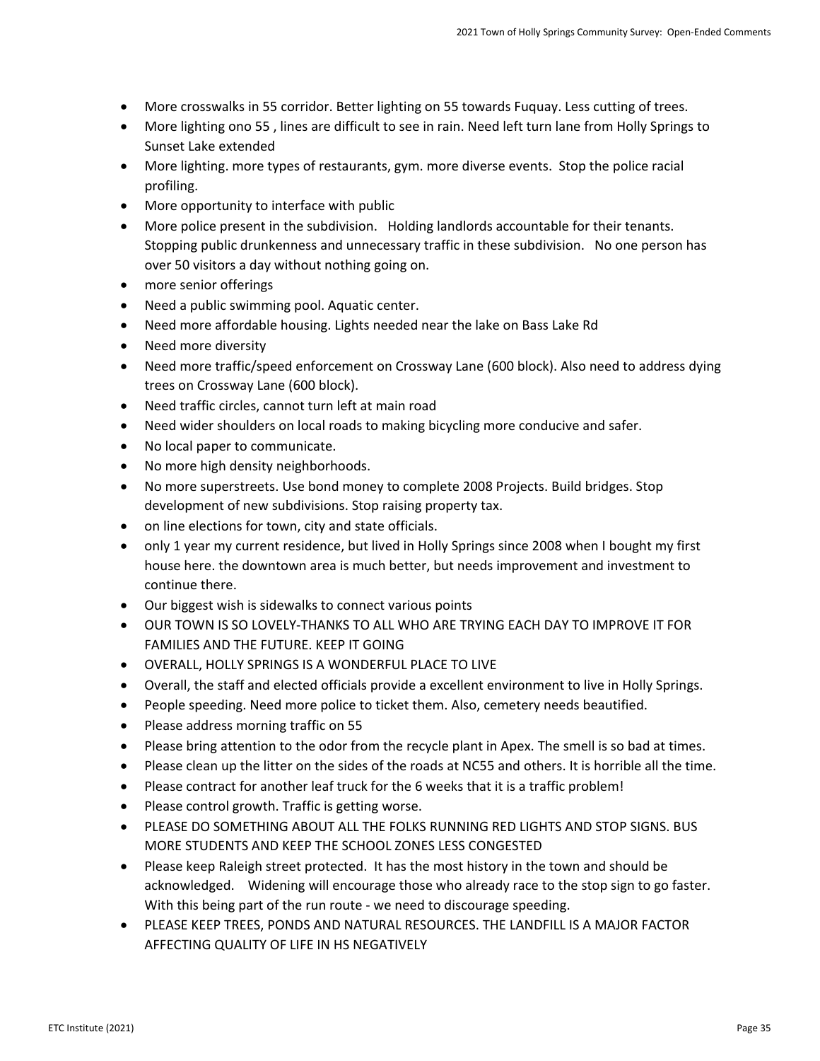- More crosswalks in 55 corridor. Better lighting on 55 towards Fuquay. Less cutting of trees.
- More lighting ono 55 , lines are difficult to see in rain. Need left turn lane from Holly Springs to Sunset Lake extended
- More lighting. more types of restaurants, gym. more diverse events. Stop the police racial profiling.
- More opportunity to interface with public
- More police present in the subdivision. Holding landlords accountable for their tenants. Stopping public drunkenness and unnecessary traffic in these subdivision. No one person has over 50 visitors a day without nothing going on.
- more senior offerings
- Need a public swimming pool. Aquatic center.
- Need more affordable housing. Lights needed near the lake on Bass Lake Rd
- Need more diversity
- Need more traffic/speed enforcement on Crossway Lane (600 block). Also need to address dying trees on Crossway Lane (600 block).
- Need traffic circles, cannot turn left at main road
- Need wider shoulders on local roads to making bicycling more conducive and safer.
- No local paper to communicate.
- No more high density neighborhoods.
- No more superstreets. Use bond money to complete 2008 Projects. Build bridges. Stop development of new subdivisions. Stop raising property tax.
- on line elections for town, city and state officials.
- only 1 year my current residence, but lived in Holly Springs since 2008 when I bought my first house here. the downtown area is much better, but needs improvement and investment to continue there.
- Our biggest wish is sidewalks to connect various points
- OUR TOWN IS SO LOVELY-THANKS TO ALL WHO ARE TRYING EACH DAY TO IMPROVE IT FOR FAMILIES AND THE FUTURE. KEEP IT GOING
- OVERALL, HOLLY SPRINGS IS A WONDERFUL PLACE TO LIVE
- Overall, the staff and elected officials provide a excellent environment to live in Holly Springs.
- People speeding. Need more police to ticket them. Also, cemetery needs beautified.
- Please address morning traffic on 55
- Please bring attention to the odor from the recycle plant in Apex. The smell is so bad at times.
- Please clean up the litter on the sides of the roads at NC55 and others. It is horrible all the time.
- Please contract for another leaf truck for the 6 weeks that it is a traffic problem!
- Please control growth. Traffic is getting worse.
- PLEASE DO SOMETHING ABOUT ALL THE FOLKS RUNNING RED LIGHTS AND STOP SIGNS. BUS MORE STUDENTS AND KEEP THE SCHOOL ZONES LESS CONGESTED
- Please keep Raleigh street protected. It has the most history in the town and should be acknowledged. Widening will encourage those who already race to the stop sign to go faster. With this being part of the run route - we need to discourage speeding.
- PLEASE KEEP TREES, PONDS AND NATURAL RESOURCES. THE LANDFILL IS A MAJOR FACTOR AFFECTING QUALITY OF LIFE IN HS NEGATIVELY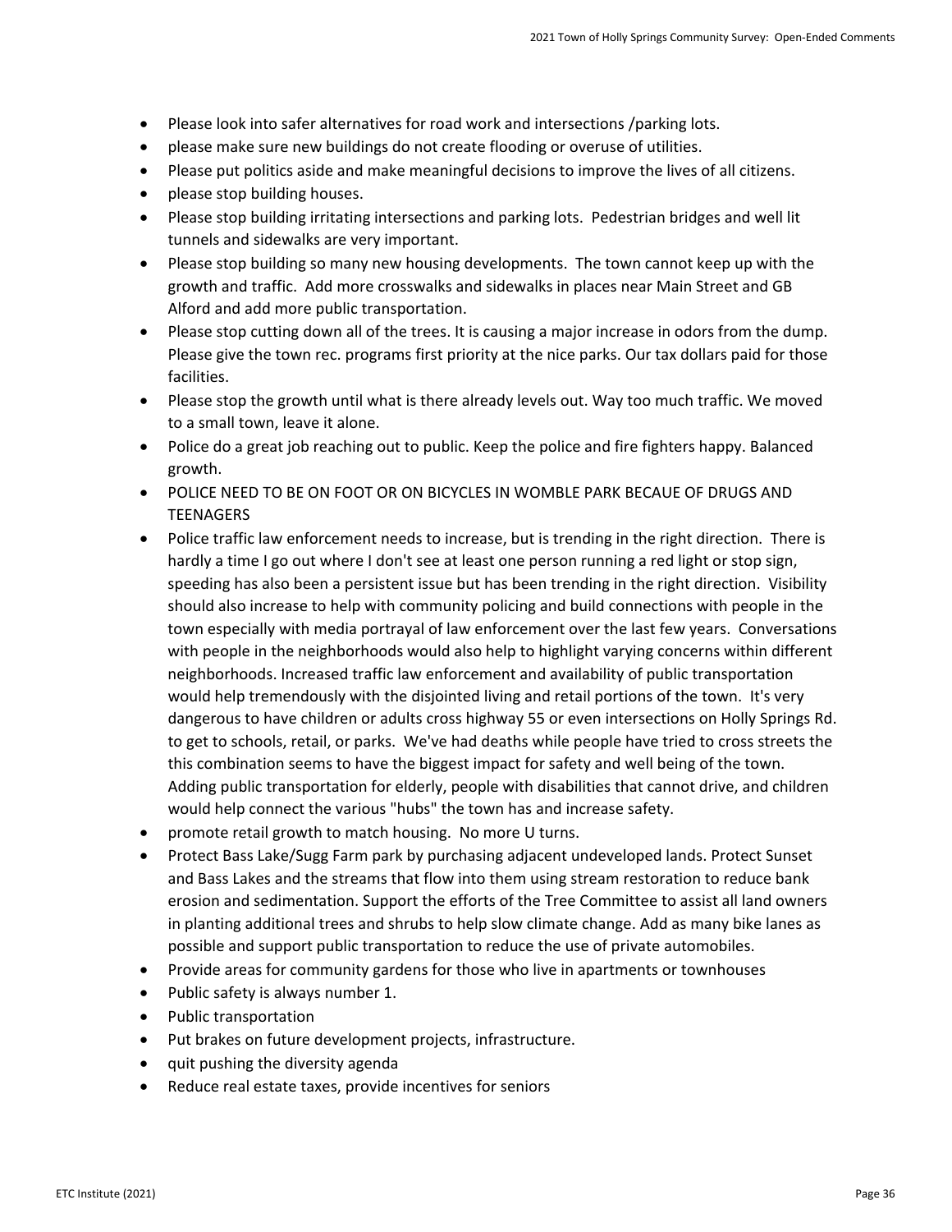- Please look into safer alternatives for road work and intersections /parking lots.
- please make sure new buildings do not create flooding or overuse of utilities.
- Please put politics aside and make meaningful decisions to improve the lives of all citizens.
- please stop building houses.
- Please stop building irritating intersections and parking lots. Pedestrian bridges and well lit tunnels and sidewalks are very important.
- Please stop building so many new housing developments. The town cannot keep up with the growth and traffic. Add more crosswalks and sidewalks in places near Main Street and GB Alford and add more public transportation.
- Please stop cutting down all of the trees. It is causing a major increase in odors from the dump. Please give the town rec. programs first priority at the nice parks. Our tax dollars paid for those facilities.
- Please stop the growth until what is there already levels out. Way too much traffic. We moved to a small town, leave it alone.
- Police do a great job reaching out to public. Keep the police and fire fighters happy. Balanced growth.
- POLICE NEED TO BE ON FOOT OR ON BICYCLES IN WOMBLE PARK BECAUE OF DRUGS AND TEENAGERS
- Police traffic law enforcement needs to increase, but is trending in the right direction. There is hardly a time I go out where I don't see at least one person running a red light or stop sign, speeding has also been a persistent issue but has been trending in the right direction. Visibility should also increase to help with community policing and build connections with people in the town especially with media portrayal of law enforcement over the last few years. Conversations with people in the neighborhoods would also help to highlight varying concerns within different neighborhoods. Increased traffic law enforcement and availability of public transportation would help tremendously with the disjointed living and retail portions of the town. It's very dangerous to have children or adults cross highway 55 or even intersections on Holly Springs Rd. to get to schools, retail, or parks. We've had deaths while people have tried to cross streets the this combination seems to have the biggest impact for safety and well being of the town. Adding public transportation for elderly, people with disabilities that cannot drive, and children would help connect the various "hubs" the town has and increase safety.
- promote retail growth to match housing. No more U turns.
- Protect Bass Lake/Sugg Farm park by purchasing adjacent undeveloped lands. Protect Sunset and Bass Lakes and the streams that flow into them using stream restoration to reduce bank erosion and sedimentation. Support the efforts of the Tree Committee to assist all land owners in planting additional trees and shrubs to help slow climate change. Add as many bike lanes as possible and support public transportation to reduce the use of private automobiles.
- Provide areas for community gardens for those who live in apartments or townhouses
- Public safety is always number 1.
- Public transportation
- Put brakes on future development projects, infrastructure.
- quit pushing the diversity agenda
- Reduce real estate taxes, provide incentives for seniors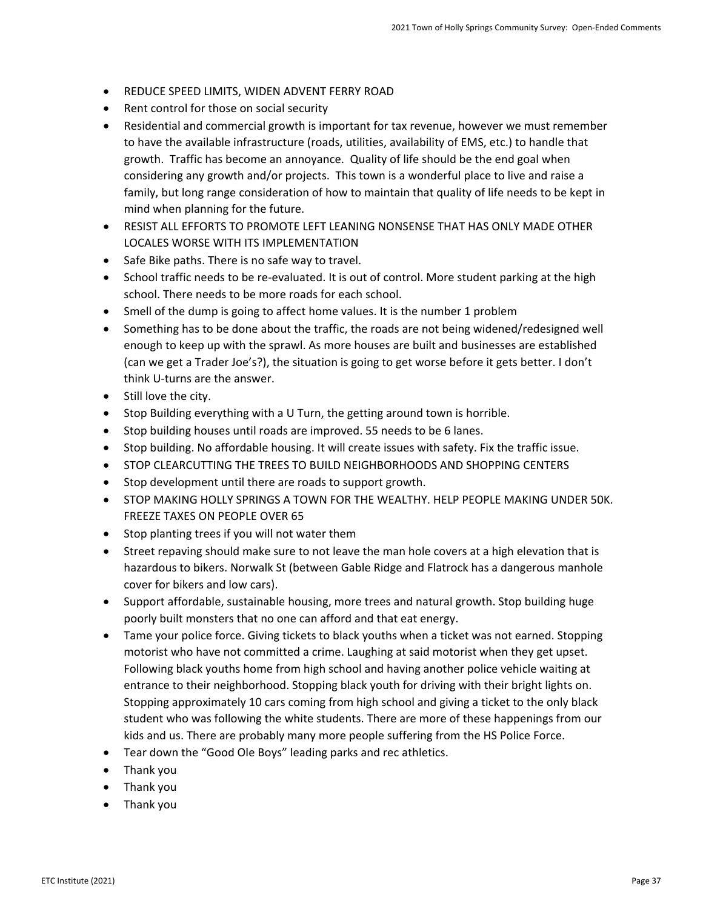- REDUCE SPEED LIMITS, WIDEN ADVENT FERRY ROAD
- Rent control for those on social security
- Residential and commercial growth is important for tax revenue, however we must remember to have the available infrastructure (roads, utilities, availability of EMS, etc.) to handle that growth. Traffic has become an annoyance. Quality of life should be the end goal when considering any growth and/or projects. This town is a wonderful place to live and raise a family, but long range consideration of how to maintain that quality of life needs to be kept in mind when planning for the future.
- RESIST ALL EFFORTS TO PROMOTE LEFT LEANING NONSENSE THAT HAS ONLY MADE OTHER LOCALES WORSE WITH ITS IMPLEMENTATION
- Safe Bike paths. There is no safe way to travel.
- School traffic needs to be re-evaluated. It is out of control. More student parking at the high school. There needs to be more roads for each school.
- Smell of the dump is going to affect home values. It is the number 1 problem
- Something has to be done about the traffic, the roads are not being widened/redesigned well enough to keep up with the sprawl. As more houses are built and businesses are established (can we get a Trader Joe's?), the situation is going to get worse before it gets better. I don't think U-turns are the answer.
- Still love the city.
- Stop Building everything with a U Turn, the getting around town is horrible.
- Stop building houses until roads are improved. 55 needs to be 6 lanes.
- Stop building. No affordable housing. It will create issues with safety. Fix the traffic issue.
- STOP CLEARCUTTING THE TREES TO BUILD NEIGHBORHOODS AND SHOPPING CENTERS
- Stop development until there are roads to support growth.
- STOP MAKING HOLLY SPRINGS A TOWN FOR THE WEALTHY. HELP PEOPLE MAKING UNDER 50K. FREEZE TAXES ON PEOPLE OVER 65
- Stop planting trees if you will not water them
- Street repaving should make sure to not leave the man hole covers at a high elevation that is hazardous to bikers. Norwalk St (between Gable Ridge and Flatrock has a dangerous manhole cover for bikers and low cars).
- Support affordable, sustainable housing, more trees and natural growth. Stop building huge poorly built monsters that no one can afford and that eat energy.
- Tame your police force. Giving tickets to black youths when a ticket was not earned. Stopping motorist who have not committed a crime. Laughing at said motorist when they get upset. Following black youths home from high school and having another police vehicle waiting at entrance to their neighborhood. Stopping black youth for driving with their bright lights on. Stopping approximately 10 cars coming from high school and giving a ticket to the only black student who was following the white students. There are more of these happenings from our kids and us. There are probably many more people suffering from the HS Police Force.
- Tear down the "Good Ole Boys" leading parks and rec athletics.
- Thank you
- Thank you
- Thank you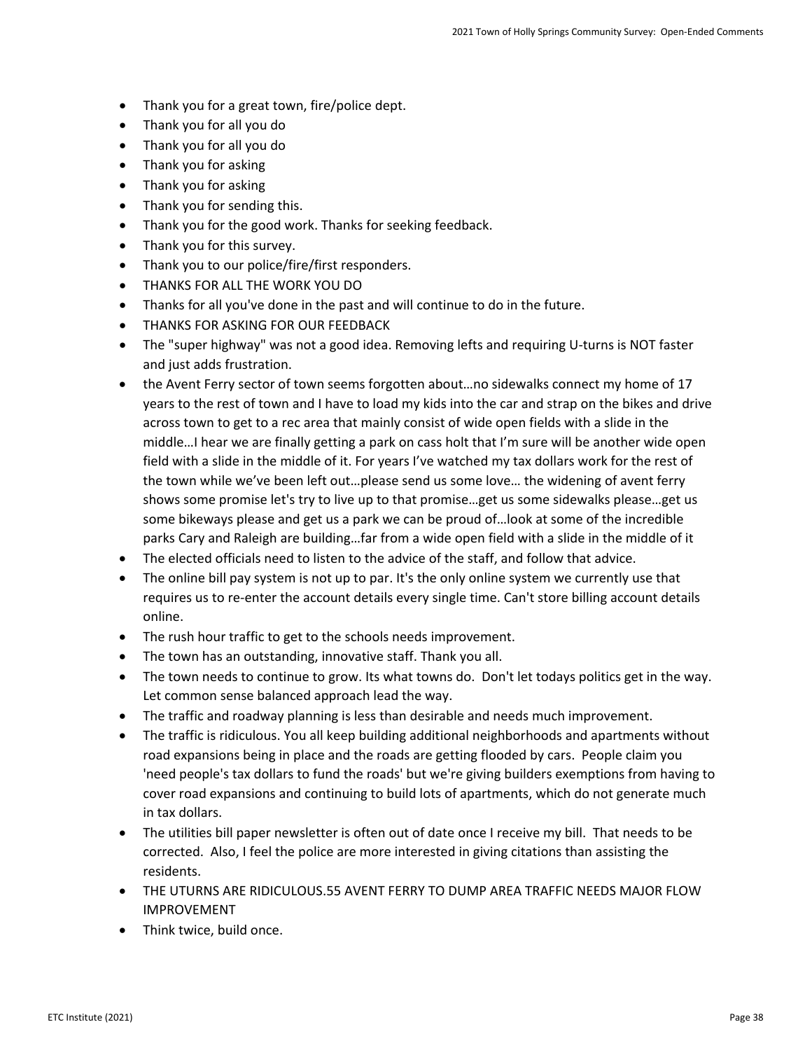- Thank you for a great town, fire/police dept.
- Thank you for all you do
- Thank you for all you do
- Thank you for asking
- Thank you for asking
- Thank you for sending this.
- Thank you for the good work. Thanks for seeking feedback.
- Thank you for this survey.
- Thank you to our police/fire/first responders.
- THANKS FOR ALL THE WORK YOU DO
- Thanks for all you've done in the past and will continue to do in the future.
- THANKS FOR ASKING FOR OUR FEEDBACK
- The "super highway" was not a good idea. Removing lefts and requiring U-turns is NOT faster and just adds frustration.
- the Avent Ferry sector of town seems forgotten about…no sidewalks connect my home of 17 years to the rest of town and I have to load my kids into the car and strap on the bikes and drive across town to get to a rec area that mainly consist of wide open fields with a slide in the middle…I hear we are finally getting a park on cass holt that I'm sure will be another wide open field with a slide in the middle of it. For years I've watched my tax dollars work for the rest of the town while we've been left out…please send us some love… the widening of avent ferry shows some promise let's try to live up to that promise…get us some sidewalks please…get us some bikeways please and get us a park we can be proud of…look at some of the incredible parks Cary and Raleigh are building…far from a wide open field with a slide in the middle of it
- The elected officials need to listen to the advice of the staff, and follow that advice.
- The online bill pay system is not up to par. It's the only online system we currently use that requires us to re-enter the account details every single time. Can't store billing account details online.
- The rush hour traffic to get to the schools needs improvement.
- The town has an outstanding, innovative staff. Thank you all.
- The town needs to continue to grow. Its what towns do. Don't let todays politics get in the way. Let common sense balanced approach lead the way.
- The traffic and roadway planning is less than desirable and needs much improvement.
- The traffic is ridiculous. You all keep building additional neighborhoods and apartments without road expansions being in place and the roads are getting flooded by cars. People claim you 'need people's tax dollars to fund the roads' but we're giving builders exemptions from having to cover road expansions and continuing to build lots of apartments, which do not generate much in tax dollars.
- The utilities bill paper newsletter is often out of date once I receive my bill. That needs to be corrected. Also, I feel the police are more interested in giving citations than assisting the residents.
- THE UTURNS ARE RIDICULOUS.55 AVENT FERRY TO DUMP AREA TRAFFIC NEEDS MAJOR FLOW IMPROVEMENT
- Think twice, build once.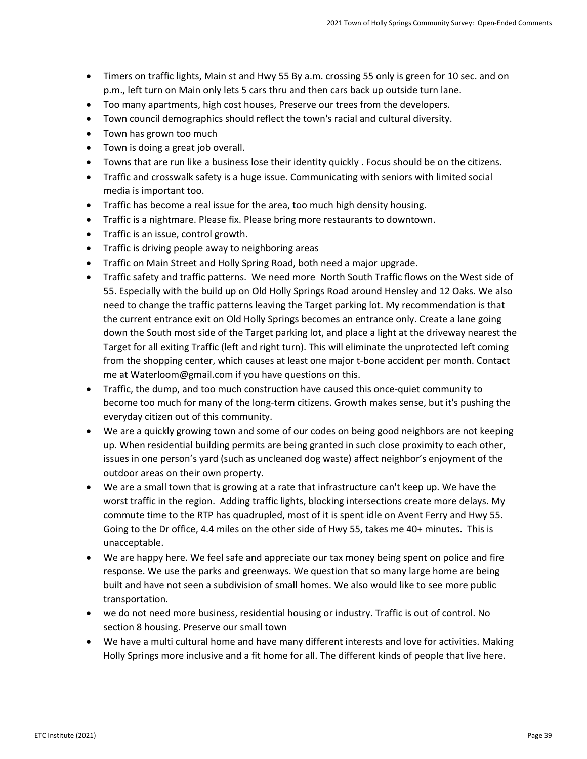- Timers on traffic lights, Main st and Hwy 55 By a.m. crossing 55 only is green for 10 sec. and on p.m., left turn on Main only lets 5 cars thru and then cars back up outside turn lane.
- Too many apartments, high cost houses, Preserve our trees from the developers.
- Town council demographics should reflect the town's racial and cultural diversity.
- Town has grown too much
- Town is doing a great job overall.
- Towns that are run like a business lose their identity quickly . Focus should be on the citizens.
- Traffic and crosswalk safety is a huge issue. Communicating with seniors with limited social media is important too.
- Traffic has become a real issue for the area, too much high density housing.
- Traffic is a nightmare. Please fix. Please bring more restaurants to downtown.
- Traffic is an issue, control growth.
- Traffic is driving people away to neighboring areas
- Traffic on Main Street and Holly Spring Road, both need a major upgrade.
- Traffic safety and traffic patterns. We need more North South Traffic flows on the West side of 55. Especially with the build up on Old Holly Springs Road around Hensley and 12 Oaks. We also need to change the traffic patterns leaving the Target parking lot. My recommendation is that the current entrance exit on Old Holly Springs becomes an entrance only. Create a lane going down the South most side of the Target parking lot, and place a light at the driveway nearest the Target for all exiting Traffic (left and right turn). This will eliminate the unprotected left coming from the shopping center, which causes at least one major t-bone accident per month. Contact me at Waterloom@gmail.com if you have questions on this.
- Traffic, the dump, and too much construction have caused this once-quiet community to become too much for many of the long-term citizens. Growth makes sense, but it's pushing the everyday citizen out of this community.
- We are a quickly growing town and some of our codes on being good neighbors are not keeping up. When residential building permits are being granted in such close proximity to each other, issues in one person's yard (such as uncleaned dog waste) affect neighbor's enjoyment of the outdoor areas on their own property.
- We are a small town that is growing at a rate that infrastructure can't keep up. We have the worst traffic in the region. Adding traffic lights, blocking intersections create more delays. My commute time to the RTP has quadrupled, most of it is spent idle on Avent Ferry and Hwy 55. Going to the Dr office, 4.4 miles on the other side of Hwy 55, takes me 40+ minutes. This is unacceptable.
- We are happy here. We feel safe and appreciate our tax money being spent on police and fire response. We use the parks and greenways. We question that so many large home are being built and have not seen a subdivision of small homes. We also would like to see more public transportation.
- we do not need more business, residential housing or industry. Traffic is out of control. No section 8 housing. Preserve our small town
- We have a multi cultural home and have many different interests and love for activities. Making Holly Springs more inclusive and a fit home for all. The different kinds of people that live here.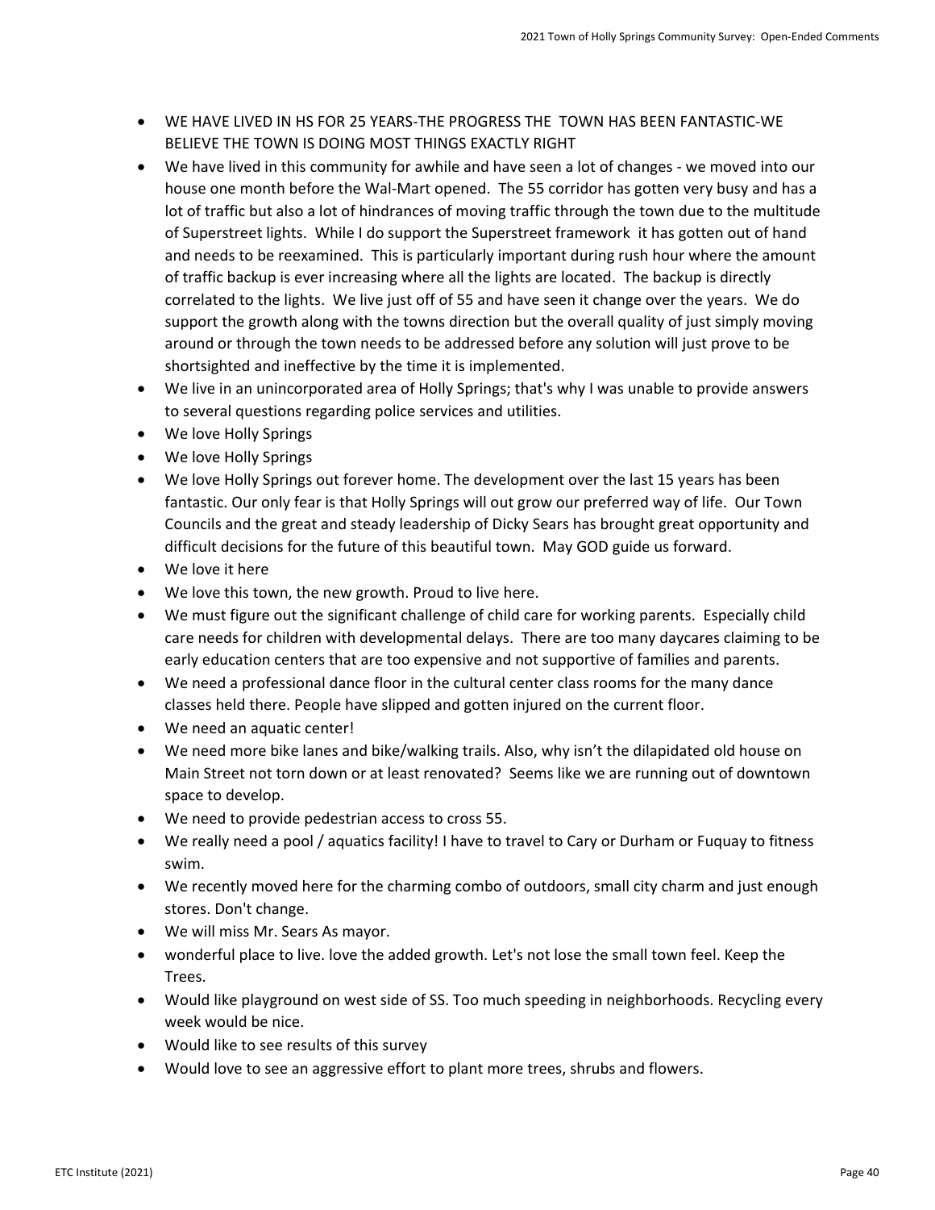- WE HAVE LIVED IN HS FOR 25 YEARS-THE PROGRESS THE TOWN HAS BEEN FANTASTIC-WE BELIEVE THE TOWN IS DOING MOST THINGS EXACTLY RIGHT
- We have lived in this community for awhile and have seen a lot of changes - we moved into our house one month before the Wal-Mart opened. The 55 corridor has gotten very busy and has a lot of traffic but also a lot of hindrances of moving traffic through the town due to the multitude of Superstreet lights. While I do support the Superstreet framework it has gotten out of hand and needs to be reexamined. This is particularly important during rush hour where the amount of traffic backup is ever increasing where all the lights are located. The backup is directly correlated to the lights. We live just off of 55 and have seen it change over the years. We do support the growth along with the towns direction but the overall quality of just simply moving around or through the town needs to be addressed before any solution will just prove to be shortsighted and ineffective by the time it is implemented.
- We live in an unincorporated area of Holly Springs; that's why I was unable to provide answers to several questions regarding police services and utilities.
- We love Holly Springs
- We love Holly Springs
- We love Holly Springs out forever home. The development over the last 15 years has been fantastic. Our only fear is that Holly Springs will out grow our preferred way of life. Our Town Councils and the great and steady leadership of Dicky Sears has brought great opportunity and difficult decisions for the future of this beautiful town. May GOD guide us forward.
- We love it here
- We love this town, the new growth. Proud to live here.
- We must figure out the significant challenge of child care for working parents. Especially child care needs for children with developmental delays. There are too many daycares claiming to be early education centers that are too expensive and not supportive of families and parents.
- We need a professional dance floor in the cultural center class rooms for the many dance classes held there. People have slipped and gotten injured on the current floor.
- We need an aquatic center!
- We need more bike lanes and bike/walking trails. Also, why isn't the dilapidated old house on Main Street not torn down or at least renovated? Seems like we are running out of downtown space to develop.
- We need to provide pedestrian access to cross 55.
- We really need a pool / aquatics facility! I have to travel to Cary or Durham or Fuquay to fitness swim.
- We recently moved here for the charming combo of outdoors, small city charm and just enough stores. Don't change.
- We will miss Mr. Sears As mayor.
- wonderful place to live. love the added growth. Let's not lose the small town feel. Keep the Trees.
- Would like playground on west side of SS. Too much speeding in neighborhoods. Recycling every week would be nice.
- Would like to see results of this survey
- Would love to see an aggressive effort to plant more trees, shrubs and flowers.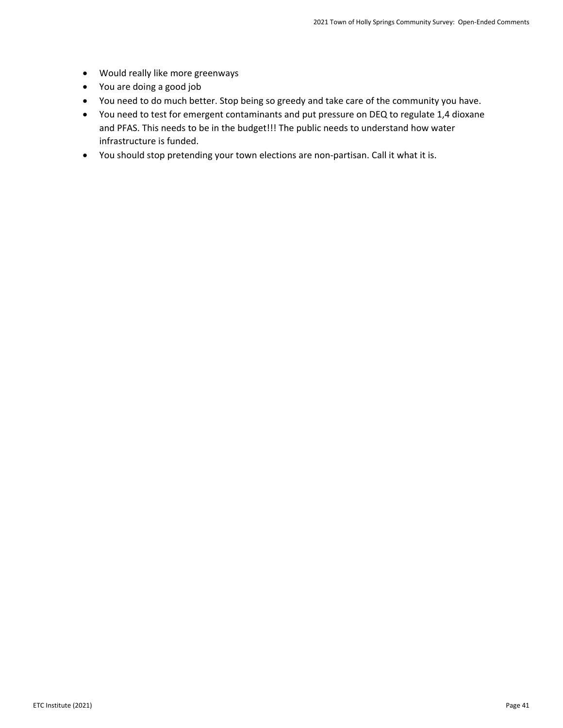- Would really like more greenways
- You are doing a good job
- You need to do much better. Stop being so greedy and take care of the community you have.
- You need to test for emergent contaminants and put pressure on DEQ to regulate 1,4 dioxane and PFAS. This needs to be in the budget!!! The public needs to understand how water infrastructure is funded.
- You should stop pretending your town elections are non-partisan. Call it what it is.